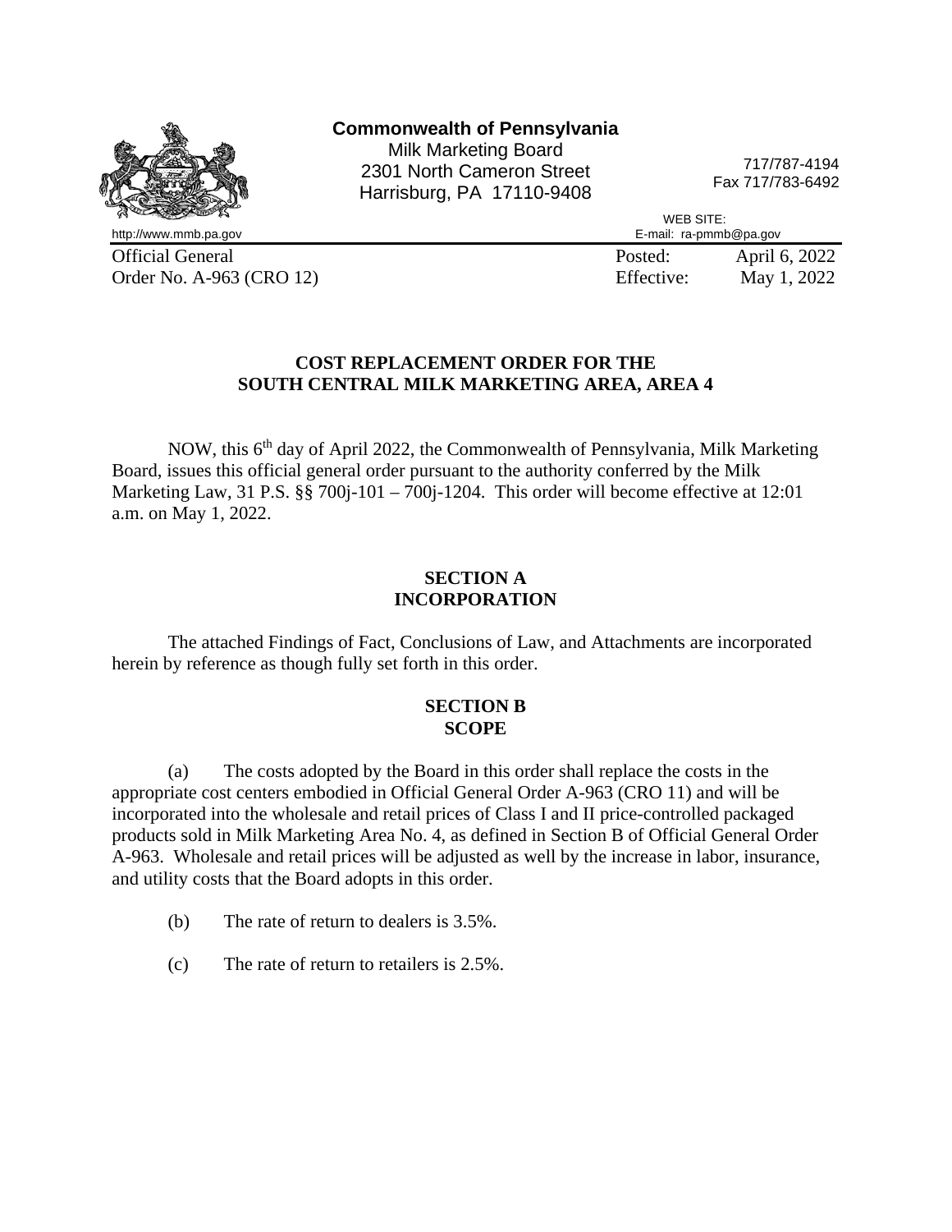**Commonwealth of Pennsylvania**
Milk Marketing Board
2301 North Cameron Street
Harrisburg, PA 17110-9408

717/787-4194
Fax 717/783-6492

http://www.mmb.pa.gov

WEB SITE:
E-mail: ra-pmmb@pa.gov

Official General
Order No. A-963 (CRO 12)

Posted: April 6, 2022
Effective: May 1, 2022

## COST REPLACEMENT ORDER FOR THE SOUTH CENTRAL MILK MARKETING AREA, AREA 4

NOW, this 6th day of April 2022, the Commonwealth of Pennsylvania, Milk Marketing Board, issues this official general order pursuant to the authority conferred by the Milk Marketing Law, 31 P.S. §§ 700j-101 – 700j-1204. This order will become effective at 12:01 a.m. on May 1, 2022.

### SECTION A
### INCORPORATION

The attached Findings of Fact, Conclusions of Law, and Attachments are incorporated herein by reference as though fully set forth in this order.

### SECTION B
### SCOPE

(a) The costs adopted by the Board in this order shall replace the costs in the appropriate cost centers embodied in Official General Order A-963 (CRO 11) and will be incorporated into the wholesale and retail prices of Class I and II price-controlled packaged products sold in Milk Marketing Area No. 4, as defined in Section B of Official General Order A-963. Wholesale and retail prices will be adjusted as well by the increase in labor, insurance, and utility costs that the Board adopts in this order.

(b) The rate of return to dealers is 3.5%.

(c) The rate of return to retailers is 2.5%.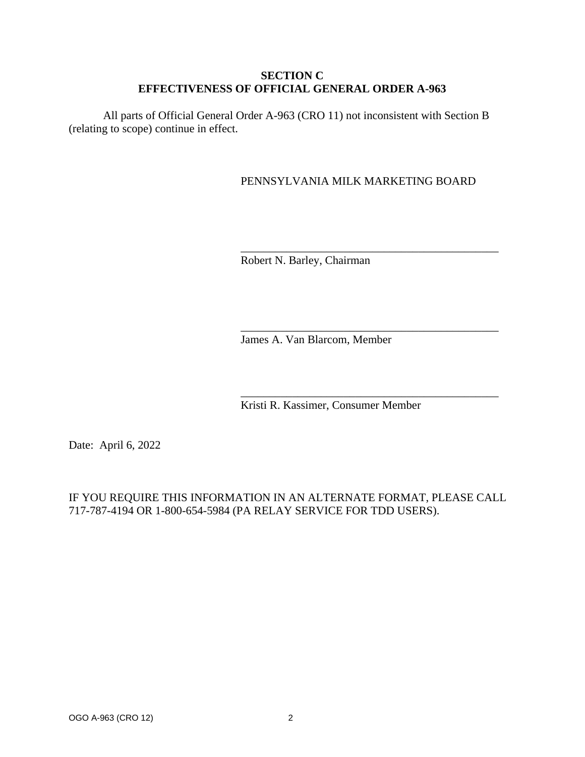## SECTION C
## EFFECTIVENESS OF OFFICIAL GENERAL ORDER A-963

All parts of Official General Order A-963 (CRO 11) not inconsistent with Section B (relating to scope) continue in effect.

PENNSYLVANIA MILK MARKETING BOARD

\_\_\_\_\_\_\_\_\_\_\_\_\_\_\_\_\_\_\_\_\_\_\_\_\_\_\_\_\_\_\_\_\_\_\_\_\_\_\_\_\_\_\_\_\_\_
Robert N. Barley, Chairman

\_\_\_\_\_\_\_\_\_\_\_\_\_\_\_\_\_\_\_\_\_\_\_\_\_\_\_\_\_\_\_\_\_\_\_\_\_\_\_\_\_\_\_\_\_\_
James A. Van Blarcom, Member

\_\_\_\_\_\_\_\_\_\_\_\_\_\_\_\_\_\_\_\_\_\_\_\_\_\_\_\_\_\_\_\_\_\_\_\_\_\_\_\_\_\_\_\_\_\_
Kristi R. Kassimer, Consumer Member

Date: April 6, 2022

IF YOU REQUIRE THIS INFORMATION IN AN ALTERNATE FORMAT, PLEASE CALL 717-787-4194 OR 1-800-654-5984 (PA RELAY SERVICE FOR TDD USERS).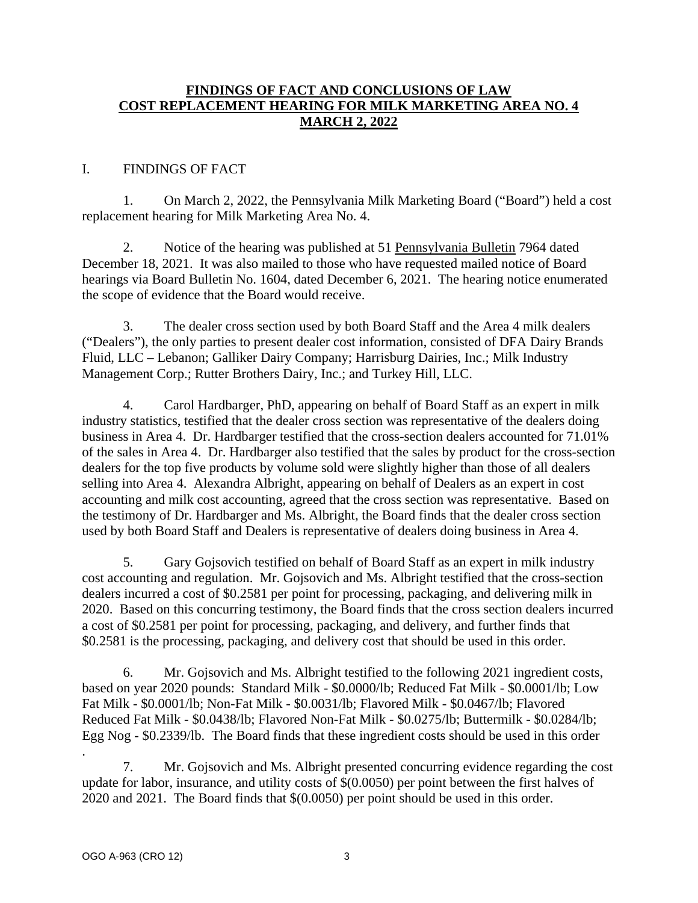# FINDINGS OF FACT AND CONCLUSIONS OF LAW
# COST REPLACEMENT HEARING FOR MILK MARKETING AREA NO. 4
# MARCH 2, 2022

## I. FINDINGS OF FACT

1. On March 2, 2022, the Pennsylvania Milk Marketing Board ("Board") held a cost replacement hearing for Milk Marketing Area No. 4.

2. Notice of the hearing was published at 51 Pennsylvania Bulletin 7964 dated December 18, 2021. It was also mailed to those who have requested mailed notice of Board hearings via Board Bulletin No. 1604, dated December 6, 2021. The hearing notice enumerated the scope of evidence that the Board would receive.

3. The dealer cross section used by both Board Staff and the Area 4 milk dealers ("Dealers"), the only parties to present dealer cost information, consisted of DFA Dairy Brands Fluid, LLC – Lebanon; Galliker Dairy Company; Harrisburg Dairies, Inc.; Milk Industry Management Corp.; Rutter Brothers Dairy, Inc.; and Turkey Hill, LLC.

4. Carol Hardbarger, PhD, appearing on behalf of Board Staff as an expert in milk industry statistics, testified that the dealer cross section was representative of the dealers doing business in Area 4. Dr. Hardbarger testified that the cross-section dealers accounted for 71.01% of the sales in Area 4. Dr. Hardbarger also testified that the sales by product for the cross-section dealers for the top five products by volume sold were slightly higher than those of all dealers selling into Area 4. Alexandra Albright, appearing on behalf of Dealers as an expert in cost accounting and milk cost accounting, agreed that the cross section was representative. Based on the testimony of Dr. Hardbarger and Ms. Albright, the Board finds that the dealer cross section used by both Board Staff and Dealers is representative of dealers doing business in Area 4.

5. Gary Gojsovich testified on behalf of Board Staff as an expert in milk industry cost accounting and regulation. Mr. Gojsovich and Ms. Albright testified that the cross-section dealers incurred a cost of $0.2581 per point for processing, packaging, and delivering milk in 2020. Based on this concurring testimony, the Board finds that the cross section dealers incurred a cost of $0.2581 per point for processing, packaging, and delivery, and further finds that $0.2581 is the processing, packaging, and delivery cost that should be used in this order.

6. Mr. Gojsovich and Ms. Albright testified to the following 2021 ingredient costs, based on year 2020 pounds: Standard Milk - $0.0000/lb; Reduced Fat Milk - $0.0001/lb; Low Fat Milk - $0.0001/lb; Non-Fat Milk - $0.0031/lb; Flavored Milk - $0.0467/lb; Flavored Reduced Fat Milk - $0.0438/lb; Flavored Non-Fat Milk - $0.0275/lb; Buttermilk - $0.0284/lb; Egg Nog - $0.2339/lb. The Board finds that these ingredient costs should be used in this order .

7. Mr. Gojsovich and Ms. Albright presented concurring evidence regarding the cost update for labor, insurance, and utility costs of $(0.0050) per point between the first halves of 2020 and 2021. The Board finds that $(0.0050) per point should be used in this order.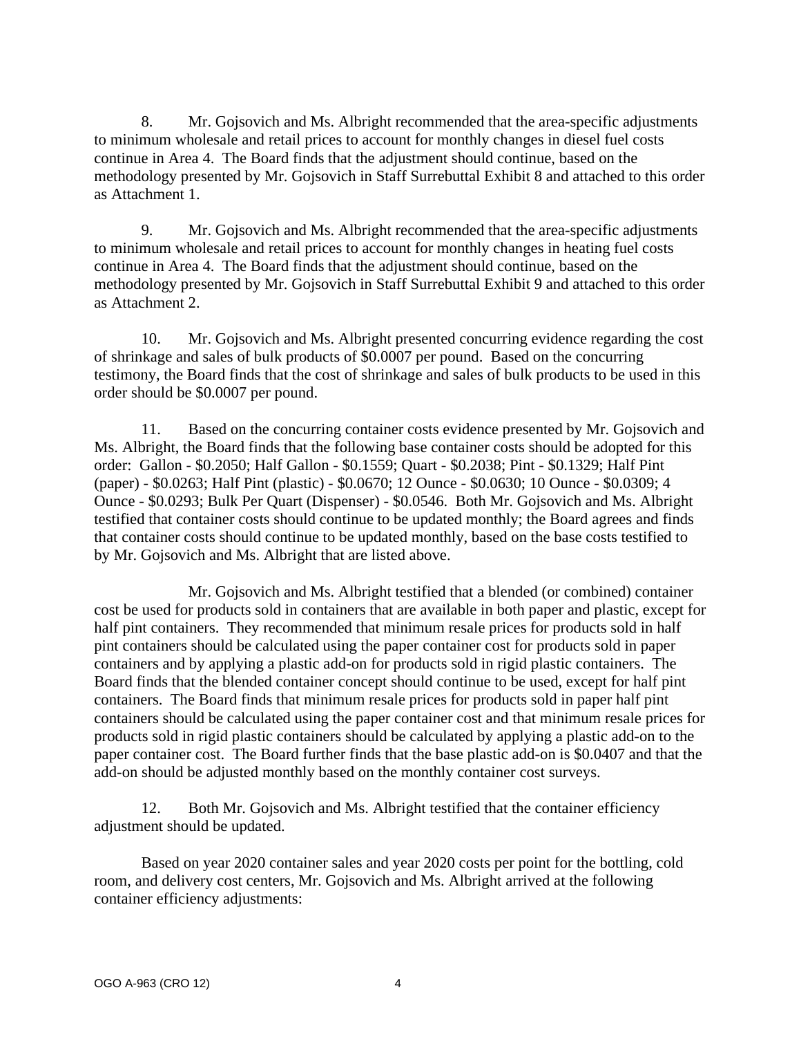8. Mr. Gojsovich and Ms. Albright recommended that the area-specific adjustments to minimum wholesale and retail prices to account for monthly changes in diesel fuel costs continue in Area 4. The Board finds that the adjustment should continue, based on the methodology presented by Mr. Gojsovich in Staff Surrebuttal Exhibit 8 and attached to this order as Attachment 1.

9. Mr. Gojsovich and Ms. Albright recommended that the area-specific adjustments to minimum wholesale and retail prices to account for monthly changes in heating fuel costs continue in Area 4. The Board finds that the adjustment should continue, based on the methodology presented by Mr. Gojsovich in Staff Surrebuttal Exhibit 9 and attached to this order as Attachment 2.

10. Mr. Gojsovich and Ms. Albright presented concurring evidence regarding the cost of shrinkage and sales of bulk products of $0.0007 per pound. Based on the concurring testimony, the Board finds that the cost of shrinkage and sales of bulk products to be used in this order should be $0.0007 per pound.

11. Based on the concurring container costs evidence presented by Mr. Gojsovich and Ms. Albright, the Board finds that the following base container costs should be adopted for this order: Gallon - $0.2050; Half Gallon - $0.1559; Quart - $0.2038; Pint - $0.1329; Half Pint (paper) - $0.0263; Half Pint (plastic) - $0.0670; 12 Ounce - $0.0630; 10 Ounce - $0.0309; 4 Ounce - $0.0293; Bulk Per Quart (Dispenser) - $0.0546. Both Mr. Gojsovich and Ms. Albright testified that container costs should continue to be updated monthly; the Board agrees and finds that container costs should continue to be updated monthly, based on the base costs testified to by Mr. Gojsovich and Ms. Albright that are listed above.

Mr. Gojsovich and Ms. Albright testified that a blended (or combined) container cost be used for products sold in containers that are available in both paper and plastic, except for half pint containers. They recommended that minimum resale prices for products sold in half pint containers should be calculated using the paper container cost for products sold in paper containers and by applying a plastic add-on for products sold in rigid plastic containers. The Board finds that the blended container concept should continue to be used, except for half pint containers. The Board finds that minimum resale prices for products sold in paper half pint containers should be calculated using the paper container cost and that minimum resale prices for products sold in rigid plastic containers should be calculated by applying a plastic add-on to the paper container cost. The Board further finds that the base plastic add-on is $0.0407 and that the add-on should be adjusted monthly based on the monthly container cost surveys.

12. Both Mr. Gojsovich and Ms. Albright testified that the container efficiency adjustment should be updated.

Based on year 2020 container sales and year 2020 costs per point for the bottling, cold room, and delivery cost centers, Mr. Gojsovich and Ms. Albright arrived at the following container efficiency adjustments: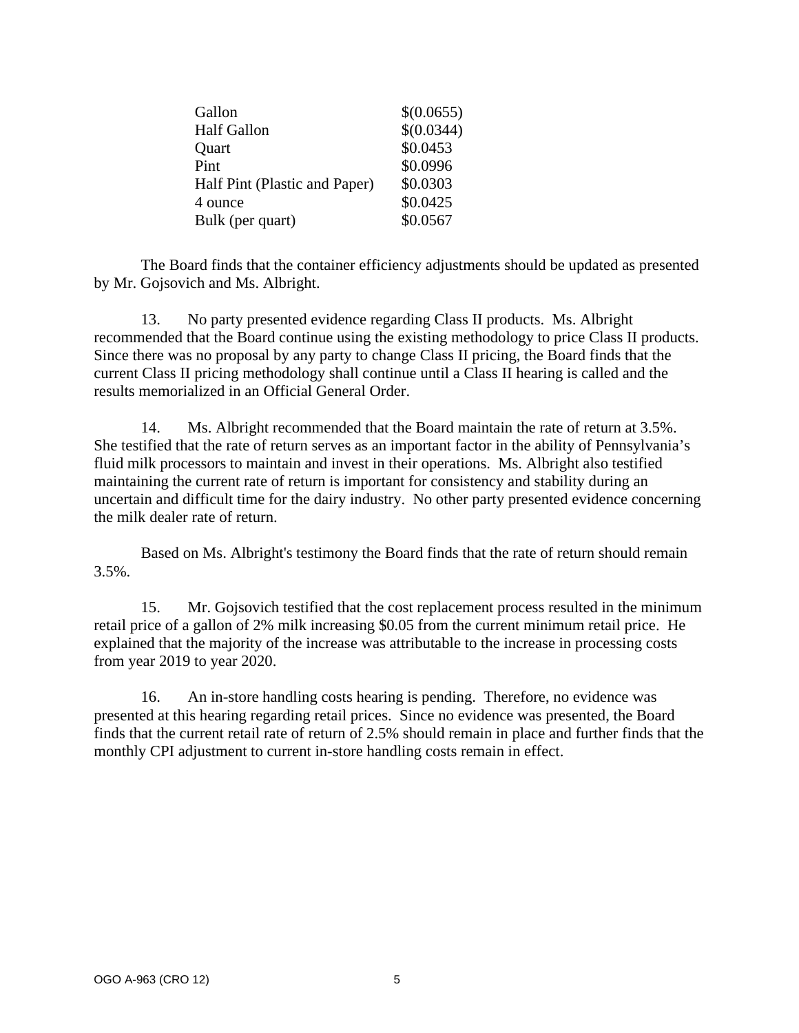| | |
|---|---|
| Gallon | $(0.0655) |
| Half Gallon | $(0.0344) |
| Quart | $0.0453 |
| Pint | $0.0996 |
| Half Pint (Plastic and Paper) | $0.0303 |
| 4 ounce | $0.0425 |
| Bulk (per quart) | $0.0567 |

The Board finds that the container efficiency adjustments should be updated as presented by Mr. Gojsovich and Ms. Albright.

13. No party presented evidence regarding Class II products. Ms. Albright recommended that the Board continue using the existing methodology to price Class II products. Since there was no proposal by any party to change Class II pricing, the Board finds that the current Class II pricing methodology shall continue until a Class II hearing is called and the results memorialized in an Official General Order.

14. Ms. Albright recommended that the Board maintain the rate of return at 3.5%. She testified that the rate of return serves as an important factor in the ability of Pennsylvania's fluid milk processors to maintain and invest in their operations. Ms. Albright also testified maintaining the current rate of return is important for consistency and stability during an uncertain and difficult time for the dairy industry. No other party presented evidence concerning the milk dealer rate of return.

Based on Ms. Albright's testimony the Board finds that the rate of return should remain 3.5%.

15. Mr. Gojsovich testified that the cost replacement process resulted in the minimum retail price of a gallon of 2% milk increasing $0.05 from the current minimum retail price. He explained that the majority of the increase was attributable to the increase in processing costs from year 2019 to year 2020.

16. An in-store handling costs hearing is pending. Therefore, no evidence was presented at this hearing regarding retail prices. Since no evidence was presented, the Board finds that the current retail rate of return of 2.5% should remain in place and further finds that the monthly CPI adjustment to current in-store handling costs remain in effect.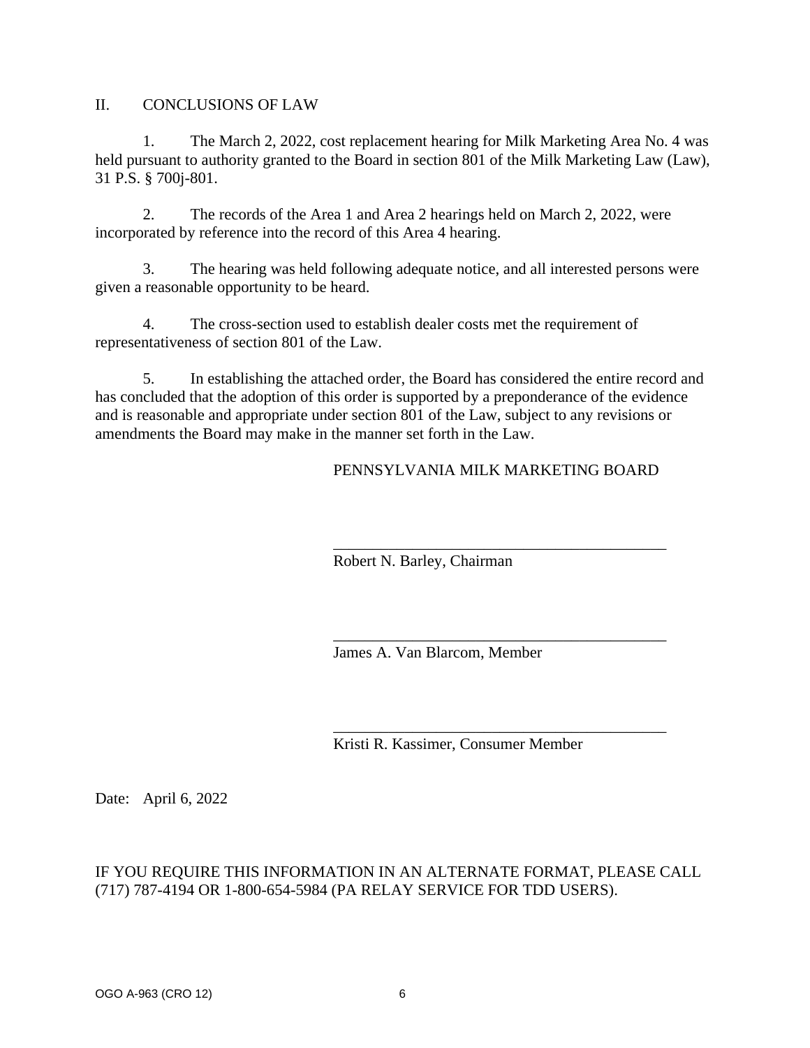## II. CONCLUSIONS OF LAW

1. The March 2, 2022, cost replacement hearing for Milk Marketing Area No. 4 was held pursuant to authority granted to the Board in section 801 of the Milk Marketing Law (Law), 31 P.S. § 700j-801.

2. The records of the Area 1 and Area 2 hearings held on March 2, 2022, were incorporated by reference into the record of this Area 4 hearing.

3. The hearing was held following adequate notice, and all interested persons were given a reasonable opportunity to be heard.

4. The cross-section used to establish dealer costs met the requirement of representativeness of section 801 of the Law.

5. In establishing the attached order, the Board has considered the entire record and has concluded that the adoption of this order is supported by a preponderance of the evidence and is reasonable and appropriate under section 801 of the Law, subject to any revisions or amendments the Board may make in the manner set forth in the Law.

PENNSYLVANIA MILK MARKETING BOARD

\_\_\_\_\_\_\_\_\_\_\_\_\_\_\_\_\_\_\_\_\_\_\_\_\_\_\_\_\_\_\_\_\_\_\_\_\_\_\_\_\_\_\_
Robert N. Barley, Chairman

\_\_\_\_\_\_\_\_\_\_\_\_\_\_\_\_\_\_\_\_\_\_\_\_\_\_\_\_\_\_\_\_\_\_\_\_\_\_\_\_\_\_\_
James A. Van Blarcom, Member

\_\_\_\_\_\_\_\_\_\_\_\_\_\_\_\_\_\_\_\_\_\_\_\_\_\_\_\_\_\_\_\_\_\_\_\_\_\_\_\_\_\_\_
Kristi R. Kassimer, Consumer Member

Date: April 6, 2022

IF YOU REQUIRE THIS INFORMATION IN AN ALTERNATE FORMAT, PLEASE CALL (717) 787-4194 OR 1-800-654-5984 (PA RELAY SERVICE FOR TDD USERS).

OGO A-963 (CRO 12)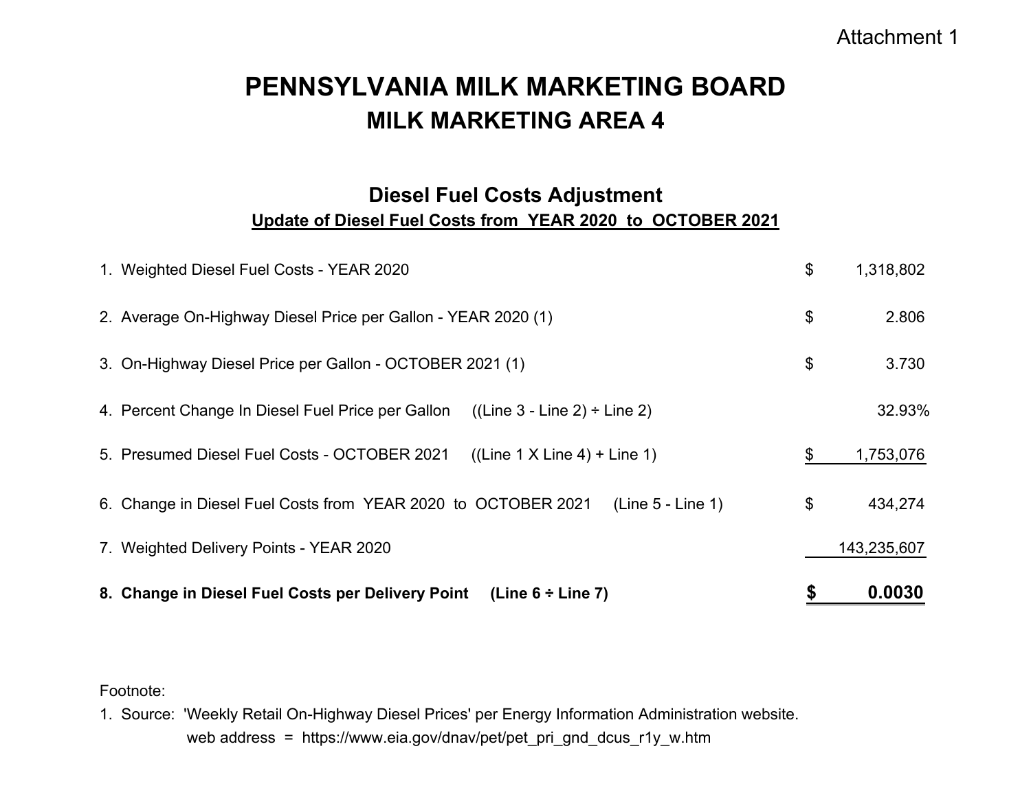Attachment 1

# PENNSYLVANIA MILK MARKETING BOARD
## MILK MARKETING AREA 4

### Diesel Fuel Costs Adjustment
**Update of Diesel Fuel Costs from YEAR 2020 to OCTOBER 2021**

| Line | Description | | Amount |
|---|---|---|---|
| 1. | Weighted Diesel Fuel Costs - YEAR 2020 | $ | 1,318,802 |
| 2. | Average On-Highway Diesel Price per Gallon - YEAR 2020 (1) | $ | 2.806 |
| 3. | On-Highway Diesel Price per Gallon - OCTOBER 2021 (1) | $ | 3.730 |
| 4. | Percent Change In Diesel Fuel Price per Gallon ((Line 3 - Line 2) ÷ Line 2) | | 32.93% |
| 5. | Presumed Diesel Fuel Costs - OCTOBER 2021 ((Line 1 X Line 4) + Line 1) | $ | 1,753,076 |
| 6. | Change in Diesel Fuel Costs from YEAR 2020 to OCTOBER 2021 (Line 5 - Line 1) | $ | 434,274 |
| 7. | Weighted Delivery Points - YEAR 2020 | | 143,235,607 |
| **8.** | **Change in Diesel Fuel Costs per Delivery Point (Line 6 ÷ Line 7)** | **$** | **0.0030** |

Footnote:

1. Source: 'Weekly Retail On-Highway Diesel Prices' per Energy Information Administration website.
   web address = https://www.eia.gov/dnav/pet/pet_pri_gnd_dcus_r1y_w.htm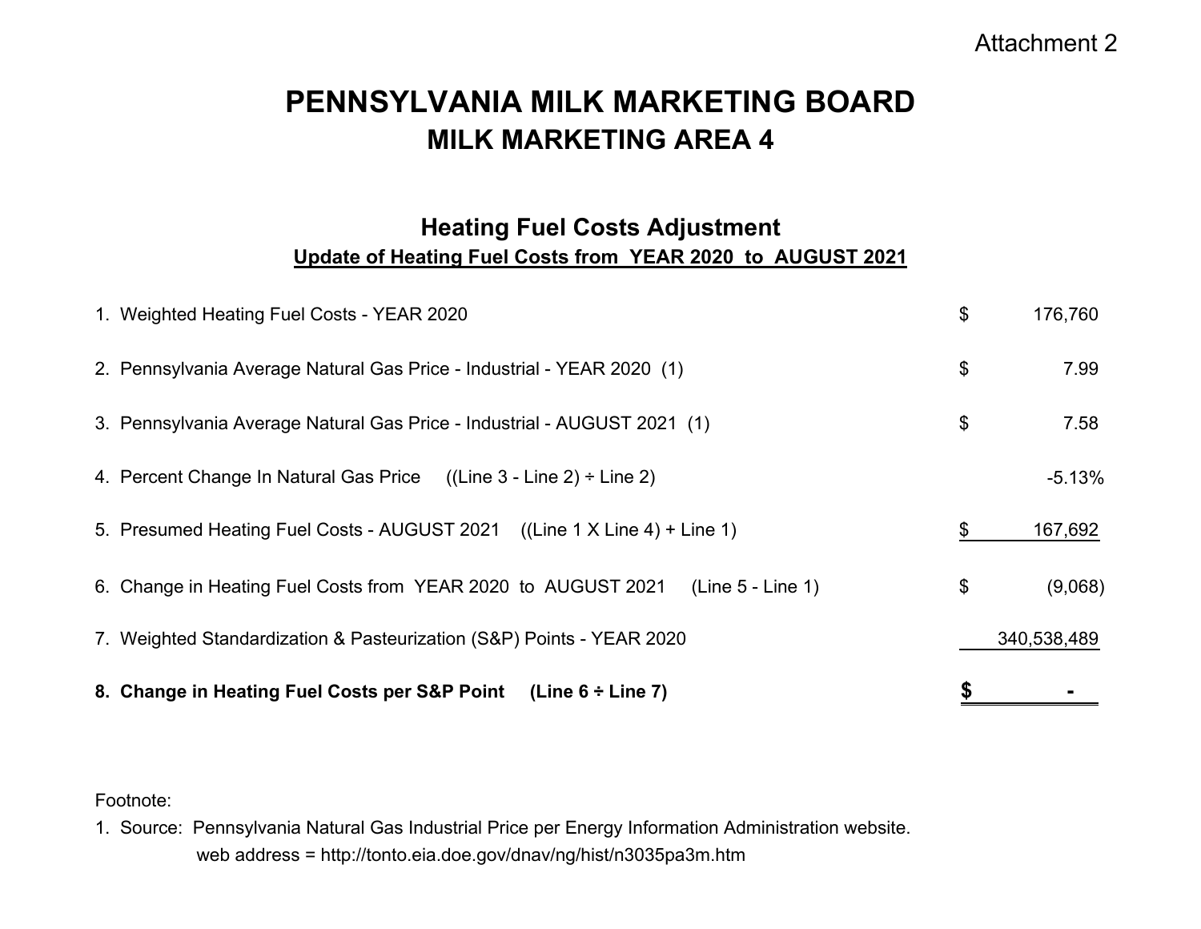Attachment 2

# PENNSYLVANIA MILK MARKETING BOARD
## MILK MARKETING AREA 4

### Heating Fuel Costs Adjustment
**Update of Heating Fuel Costs from YEAR 2020 to AUGUST 2021**

| Line | | Amount |
|---|---|---|
| 1. Weighted Heating Fuel Costs - YEAR 2020 | $ | 176,760 |
| 2. Pennsylvania Average Natural Gas Price - Industrial - YEAR 2020 (1) | $ | 7.99 |
| 3. Pennsylvania Average Natural Gas Price - Industrial - AUGUST 2021 (1) | $ | 7.58 |
| 4. Percent Change In Natural Gas Price ((Line 3 - Line 2) ÷ Line 2) | | -5.13% |
| 5. Presumed Heating Fuel Costs - AUGUST 2021 ((Line 1 X Line 4) + Line 1) | $ | 167,692 |
| 6. Change in Heating Fuel Costs from YEAR 2020 to AUGUST 2021 (Line 5 - Line 1) | $ | (9,068) |
| 7. Weighted Standardization & Pasteurization (S&P) Points - YEAR 2020 | | 340,538,489 |
| **8. Change in Heating Fuel Costs per S&P Point (Line 6 ÷ Line 7)** | **$** | **-** |

Footnote:

1. Source: Pennsylvania Natural Gas Industrial Price per Energy Information Administration website.
   web address = http://tonto.eia.doe.gov/dnav/ng/hist/n3035pa3m.htm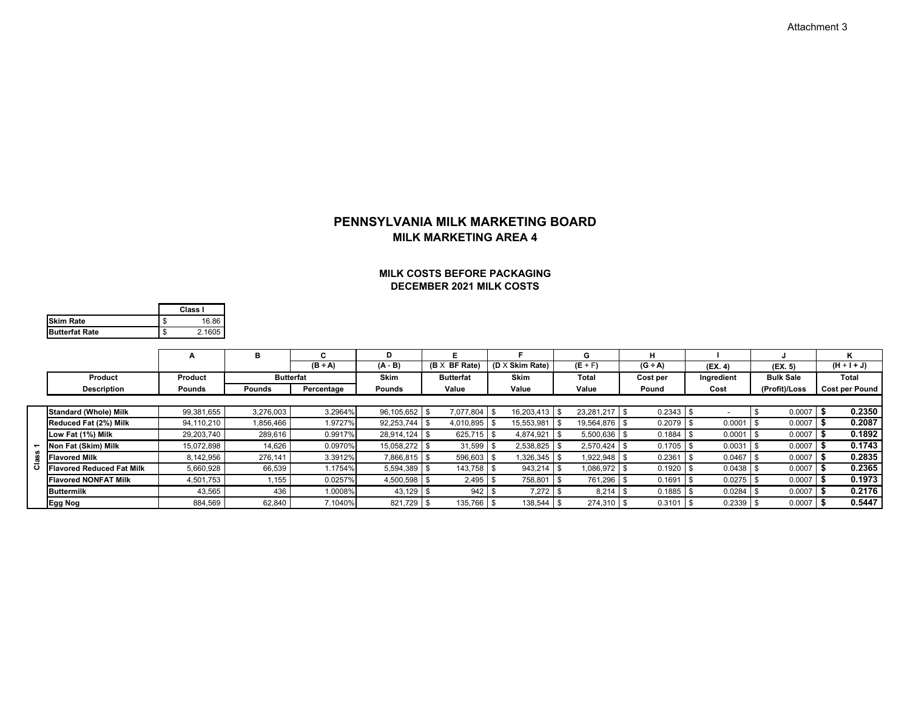Attachment 3

# PENNSYLVANIA MILK MARKETING BOARD

## MILK MARKETING AREA 4

### MILK COSTS BEFORE PACKAGING
### DECEMBER 2021 MILK COSTS

| | Class I |
|---|---|
| Skim Rate | $ 16.86 |
| Butterfat Rate | $ 2.1605 |

| | | A | B | C | D | E | F | G | H | I | J | K |
|---|---|---|---|---|---|---|---|---|---|---|---|---|
| | | | | (B ÷ A) | (A - B) | (B X BF Rate) | (D X Skim Rate) | (E + F) | (G ÷ A) | (EX. 4) | (EX. 5) | (H + I + J) |
| | Product | Product | Butterfat | | Skim | Butterfat | Skim | Total | Cost per | Ingredient | Bulk Sale | Total |
| | Description | Pounds | Pounds | Percentage | Pounds | Value | Value | Value | Pound | Cost | (Profit)/Loss | Cost per Pound |
| Class 1 | Standard (Whole) Milk | 99,381,655 | 3,276,003 | 3.2964% | 96,105,652 | $ 7,077,804 | $ 16,203,413 | $ 23,281,217 | $ 0.2343 | $ - | $ 0.0007 | **$ 0.2350** |
| | Reduced Fat (2%) Milk | 94,110,210 | 1,856,466 | 1.9727% | 92,253,744 | $ 4,010,895 | $ 15,553,981 | $ 19,564,876 | $ 0.2079 | $ 0.0001 | $ 0.0007 | **$ 0.2087** |
| | Low Fat (1%) Milk | 29,203,740 | 289,616 | 0.9917% | 28,914,124 | $ 625,715 | $ 4,874,921 | $ 5,500,636 | $ 0.1884 | $ 0.0001 | $ 0.0007 | **$ 0.1892** |
| | Non Fat (Skim) Milk | 15,072,898 | 14,626 | 0.0970% | 15,058,272 | $ 31,599 | $ 2,538,825 | $ 2,570,424 | $ 0.1705 | $ 0.0031 | $ 0.0007 | **$ 0.1743** |
| | Flavored Milk | 8,142,956 | 276,141 | 3.3912% | 7,866,815 | $ 596,603 | $ 1,326,345 | $ 1,922,948 | $ 0.2361 | $ 0.0467 | $ 0.0007 | **$ 0.2835** |
| | Flavored Reduced Fat Milk | 5,660,928 | 66,539 | 1.1754% | 5,594,389 | $ 143,758 | $ 943,214 | $ 1,086,972 | $ 0.1920 | $ 0.0438 | $ 0.0007 | **$ 0.2365** |
| | Flavored NONFAT Milk | 4,501,753 | 1,155 | 0.0257% | 4,500,598 | $ 2,495 | $ 758,801 | $ 761,296 | $ 0.1691 | $ 0.0275 | $ 0.0007 | **$ 0.1973** |
| | Buttermilk | 43,565 | 436 | 1.0008% | 43,129 | $ 942 | $ 7,272 | $ 8,214 | $ 0.1885 | $ 0.0284 | $ 0.0007 | **$ 0.2176** |
| | Egg Nog | 884,569 | 62,840 | 7.1040% | 821,729 | $ 135,766 | $ 138,544 | $ 274,310 | $ 0.3101 | $ 0.2339 | $ 0.0007 | **$ 0.5447** |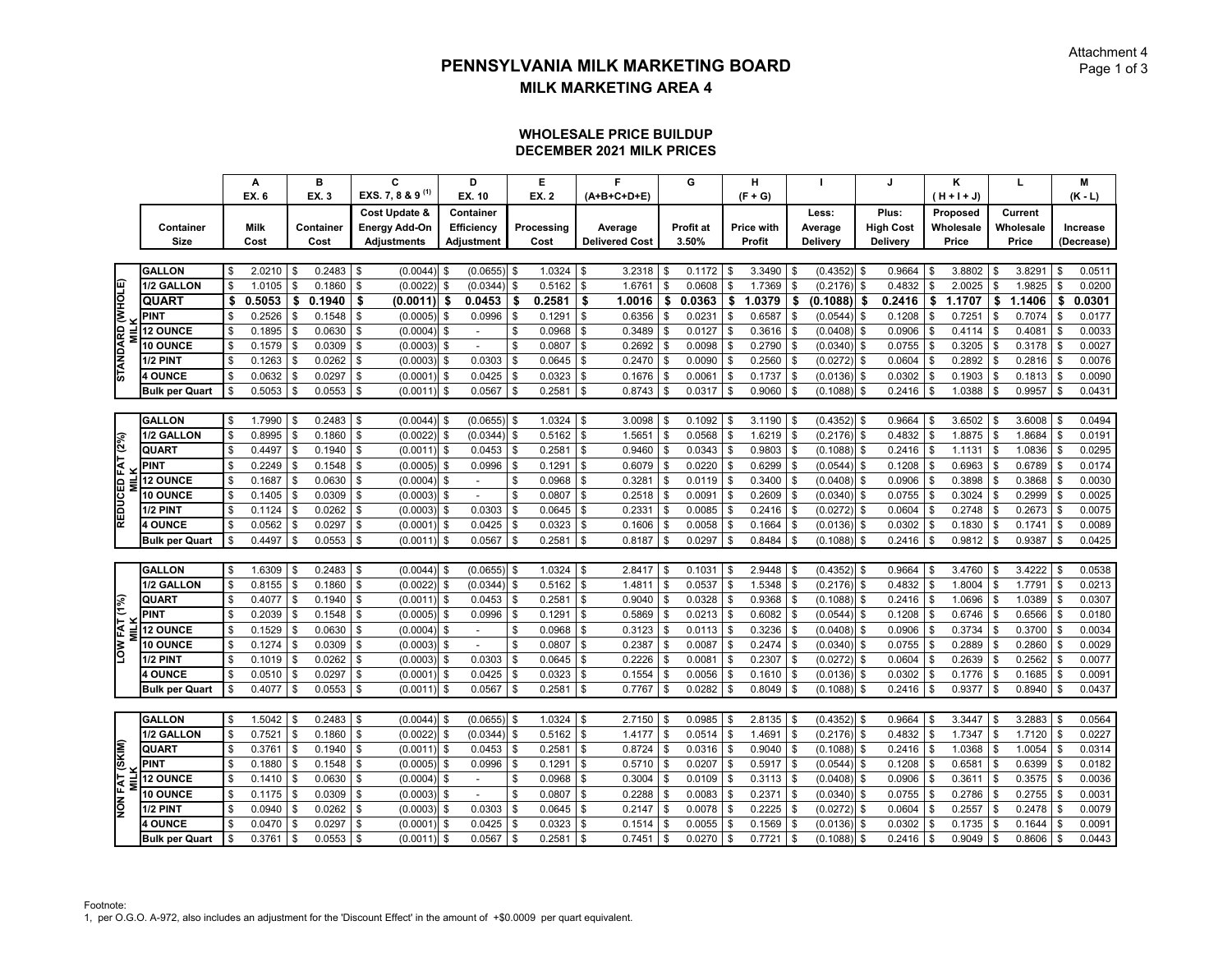Attachment 4
Page 1 of 3

# PENNSYLVANIA MILK MARKETING BOARD

## MILK MARKETING AREA 4

### WHOLESALE PRICE BUILDUP
### DECEMBER 2021 MILK PRICES

| | | A | B | C | D | E | F | G | H | I | J | K | L | M |
|---|---|---|---|---|---|---|---|---|---|---|---|---|---|---|
| | | EX. 6 | EX. 3 | EXS. 7, 8 & 9 (1) | EX. 10 | EX. 2 | (A+B+C+D+E) | | (F + G) | | | ( H + I + J) | | (K - L) |
| | Container Size | Milk Cost | Container Cost | Cost Update & Energy Add-On Adjustments | Container Efficiency Adjustment | Processing Cost | Average Delivered Cost | Profit at 3.50% | Price with Profit | Less: Average Delivery | Plus: High Cost Delivery | Proposed Wholesale Price | Current Wholesale Price | Increase (Decrease) |
| STANDARD (WHOLE) MILK | GALLON | $ 2.0210 | $ 0.2483 | $ (0.0044) | $ (0.0655) | $ 1.0324 | $ 3.2318 | $ 0.1172 | $ 3.3490 | $ (0.4352) | $ 0.9664 | $ 3.8802 | $ 3.8291 | $ 0.0511 |
| | 1/2 GALLON | $ 1.0105 | $ 0.1860 | $ (0.0022) | $ (0.0344) | $ 0.5162 | $ 1.6761 | $ 0.0608 | $ 1.7369 | $ (0.2176) | $ 0.4832 | $ 2.0025 | $ 1.9825 | $ 0.0200 |
| | **QUART** | **$ 0.5053** | **$ 0.1940** | **$ (0.0011)** | **$ 0.0453** | **$ 0.2581** | **$ 1.0016** | **$ 0.0363** | **$ 1.0379** | **$ (0.1088)** | **$ 0.2416** | **$ 1.1707** | **$ 1.1406** | **$ 0.0301** |
| | PINT | $ 0.2526 | $ 0.1548 | $ (0.0005) | $ 0.0996 | $ 0.1291 | $ 0.6356 | $ 0.0231 | $ 0.6587 | $ (0.0544) | $ 0.1208 | $ 0.7251 | $ 0.7074 | $ 0.0177 |
| | 12 OUNCE | $ 0.1895 | $ 0.0630 | $ (0.0004) | $ - | $ 0.0968 | $ 0.3489 | $ 0.0127 | $ 0.3616 | $ (0.0408) | $ 0.0906 | $ 0.4114 | $ 0.4081 | $ 0.0033 |
| | 10 OUNCE | $ 0.1579 | $ 0.0309 | $ (0.0003) | $ - | $ 0.0807 | $ 0.2692 | $ 0.0098 | $ 0.2790 | $ (0.0340) | $ 0.0755 | $ 0.3205 | $ 0.3178 | $ 0.0027 |
| | 1/2 PINT | $ 0.1263 | $ 0.0262 | $ (0.0003) | $ 0.0303 | $ 0.0645 | $ 0.2470 | $ 0.0090 | $ 0.2560 | $ (0.0272) | $ 0.0604 | $ 0.2892 | $ 0.2816 | $ 0.0076 |
| | 4 OUNCE | $ 0.0632 | $ 0.0297 | $ (0.0001) | $ 0.0425 | $ 0.0323 | $ 0.1676 | $ 0.0061 | $ 0.1737 | $ (0.0136) | $ 0.0302 | $ 0.1903 | $ 0.1813 | $ 0.0090 |
| | Bulk per Quart | $ 0.5053 | $ 0.0553 | $ (0.0011) | $ 0.0567 | $ 0.2581 | $ 0.8743 | $ 0.0317 | $ 0.9060 | $ (0.1088) | $ 0.2416 | $ 1.0388 | $ 0.9957 | $ 0.0431 |
| REDUCED FAT (2%) MILK | GALLON | $ 1.7990 | $ 0.2483 | $ (0.0044) | $ (0.0655) | $ 1.0324 | $ 3.0098 | $ 0.1092 | $ 3.1190 | $ (0.4352) | $ 0.9664 | $ 3.6502 | $ 3.6008 | $ 0.0494 |
| | 1/2 GALLON | $ 0.8995 | $ 0.1860 | $ (0.0022) | $ (0.0344) | $ 0.5162 | $ 1.5651 | $ 0.0568 | $ 1.6219 | $ (0.2176) | $ 0.4832 | $ 1.8875 | $ 1.8684 | $ 0.0191 |
| | QUART | $ 0.4497 | $ 0.1940 | $ (0.0011) | $ 0.0453 | $ 0.2581 | $ 0.9460 | $ 0.0343 | $ 0.9803 | $ (0.1088) | $ 0.2416 | $ 1.1131 | $ 1.0836 | $ 0.0295 |
| | PINT | $ 0.2249 | $ 0.1548 | $ (0.0005) | $ 0.0996 | $ 0.1291 | $ 0.6079 | $ 0.0220 | $ 0.6299 | $ (0.0544) | $ 0.1208 | $ 0.6963 | $ 0.6789 | $ 0.0174 |
| | 12 OUNCE | $ 0.1687 | $ 0.0630 | $ (0.0004) | $ - | $ 0.0968 | $ 0.3281 | $ 0.0119 | $ 0.3400 | $ (0.0408) | $ 0.0906 | $ 0.3898 | $ 0.3868 | $ 0.0030 |
| | 10 OUNCE | $ 0.1405 | $ 0.0309 | $ (0.0003) | $ - | $ 0.0807 | $ 0.2518 | $ 0.0091 | $ 0.2609 | $ (0.0340) | $ 0.0755 | $ 0.3024 | $ 0.2999 | $ 0.0025 |
| | 1/2 PINT | $ 0.1124 | $ 0.0262 | $ (0.0003) | $ 0.0303 | $ 0.0645 | $ 0.2331 | $ 0.0085 | $ 0.2416 | $ (0.0272) | $ 0.0604 | $ 0.2748 | $ 0.2673 | $ 0.0075 |
| | 4 OUNCE | $ 0.0562 | $ 0.0297 | $ (0.0001) | $ 0.0425 | $ 0.0323 | $ 0.1606 | $ 0.0058 | $ 0.1664 | $ (0.0136) | $ 0.0302 | $ 0.1830 | $ 0.1741 | $ 0.0089 |
| | Bulk per Quart | $ 0.4497 | $ 0.0553 | $ (0.0011) | $ 0.0567 | $ 0.2581 | $ 0.8187 | $ 0.0297 | $ 0.8484 | $ (0.1088) | $ 0.2416 | $ 0.9812 | $ 0.9387 | $ 0.0425 |
| LOW FAT (1%) MILK | GALLON | $ 1.6309 | $ 0.2483 | $ (0.0044) | $ (0.0655) | $ 1.0324 | $ 2.8417 | $ 0.1031 | $ 2.9448 | $ (0.4352) | $ 0.9664 | $ 3.4760 | $ 3.4222 | $ 0.0538 |
| | 1/2 GALLON | $ 0.8155 | $ 0.1860 | $ (0.0022) | $ (0.0344) | $ 0.5162 | $ 1.4811 | $ 0.0537 | $ 1.5348 | $ (0.2176) | $ 0.4832 | $ 1.8004 | $ 1.7791 | $ 0.0213 |
| | QUART | $ 0.4077 | $ 0.1940 | $ (0.0011) | $ 0.0453 | $ 0.2581 | $ 0.9040 | $ 0.0328 | $ 0.9368 | $ (0.1088) | $ 0.2416 | $ 1.0696 | $ 1.0389 | $ 0.0307 |
| | PINT | $ 0.2039 | $ 0.1548 | $ (0.0005) | $ 0.0996 | $ 0.1291 | $ 0.5869 | $ 0.0213 | $ 0.6082 | $ (0.0544) | $ 0.1208 | $ 0.6746 | $ 0.6566 | $ 0.0180 |
| | 12 OUNCE | $ 0.1529 | $ 0.0630 | $ (0.0004) | $ - | $ 0.0968 | $ 0.3123 | $ 0.0113 | $ 0.3236 | $ (0.0408) | $ 0.0906 | $ 0.3734 | $ 0.3700 | $ 0.0034 |
| | 10 OUNCE | $ 0.1274 | $ 0.0309 | $ (0.0003) | $ - | $ 0.0807 | $ 0.2387 | $ 0.0087 | $ 0.2474 | $ (0.0340) | $ 0.0755 | $ 0.2889 | $ 0.2860 | $ 0.0029 |
| | 1/2 PINT | $ 0.1019 | $ 0.0262 | $ (0.0003) | $ 0.0303 | $ 0.0645 | $ 0.2226 | $ 0.0081 | $ 0.2307 | $ (0.0272) | $ 0.0604 | $ 0.2639 | $ 0.2562 | $ 0.0077 |
| | 4 OUNCE | $ 0.0510 | $ 0.0297 | $ (0.0001) | $ 0.0425 | $ 0.0323 | $ 0.1554 | $ 0.0056 | $ 0.1610 | $ (0.0136) | $ 0.0302 | $ 0.1776 | $ 0.1685 | $ 0.0091 |
| | Bulk per Quart | $ 0.4077 | $ 0.0553 | $ (0.0011) | $ 0.0567 | $ 0.2581 | $ 0.7767 | $ 0.0282 | $ 0.8049 | $ (0.1088) | $ 0.2416 | $ 0.9377 | $ 0.8940 | $ 0.0437 |
| NON FAT (SKIM) MILK | GALLON | $ 1.5042 | $ 0.2483 | $ (0.0044) | $ (0.0655) | $ 1.0324 | $ 2.7150 | $ 0.0985 | $ 2.8135 | $ (0.4352) | $ 0.9664 | $ 3.3447 | $ 3.2883 | $ 0.0564 |
| | 1/2 GALLON | $ 0.7521 | $ 0.1860 | $ (0.0022) | $ (0.0344) | $ 0.5162 | $ 1.4177 | $ 0.0514 | $ 1.4691 | $ (0.2176) | $ 0.4832 | $ 1.7347 | $ 1.7120 | $ 0.0227 |
| | QUART | $ 0.3761 | $ 0.1940 | $ (0.0011) | $ 0.0453 | $ 0.2581 | $ 0.8724 | $ 0.0316 | $ 0.9040 | $ (0.1088) | $ 0.2416 | $ 1.0368 | $ 1.0054 | $ 0.0314 |
| | PINT | $ 0.1880 | $ 0.1548 | $ (0.0005) | $ 0.0996 | $ 0.1291 | $ 0.5710 | $ 0.0207 | $ 0.5917 | $ (0.0544) | $ 0.1208 | $ 0.6581 | $ 0.6399 | $ 0.0182 |
| | 12 OUNCE | $ 0.1410 | $ 0.0630 | $ (0.0004) | $ - | $ 0.0968 | $ 0.3004 | $ 0.0109 | $ 0.3113 | $ (0.0408) | $ 0.0906 | $ 0.3611 | $ 0.3575 | $ 0.0036 |
| | 10 OUNCE | $ 0.1175 | $ 0.0309 | $ (0.0003) | $ - | $ 0.0807 | $ 0.2288 | $ 0.0083 | $ 0.2371 | $ (0.0340) | $ 0.0755 | $ 0.2786 | $ 0.2755 | $ 0.0031 |
| | 1/2 PINT | $ 0.0940 | $ 0.0262 | $ (0.0003) | $ 0.0303 | $ 0.0645 | $ 0.2147 | $ 0.0078 | $ 0.2225 | $ (0.0272) | $ 0.0604 | $ 0.2557 | $ 0.2478 | $ 0.0079 |
| | 4 OUNCE | $ 0.0470 | $ 0.0297 | $ (0.0001) | $ 0.0425 | $ 0.0323 | $ 0.1514 | $ 0.0055 | $ 0.1569 | $ (0.0136) | $ 0.0302 | $ 0.1735 | $ 0.1644 | $ 0.0091 |
| | Bulk per Quart | $ 0.3761 | $ 0.0553 | $ (0.0011) | $ 0.0567 | $ 0.2581 | $ 0.7451 | $ 0.0270 | $ 0.7721 | $ (0.1088) | $ 0.2416 | $ 0.9049 | $ 0.8606 | $ 0.0443 |

Footnote:
1, per O.G.O. A-972, also includes an adjustment for the 'Discount Effect' in the amount of +$0.0009 per quart equivalent.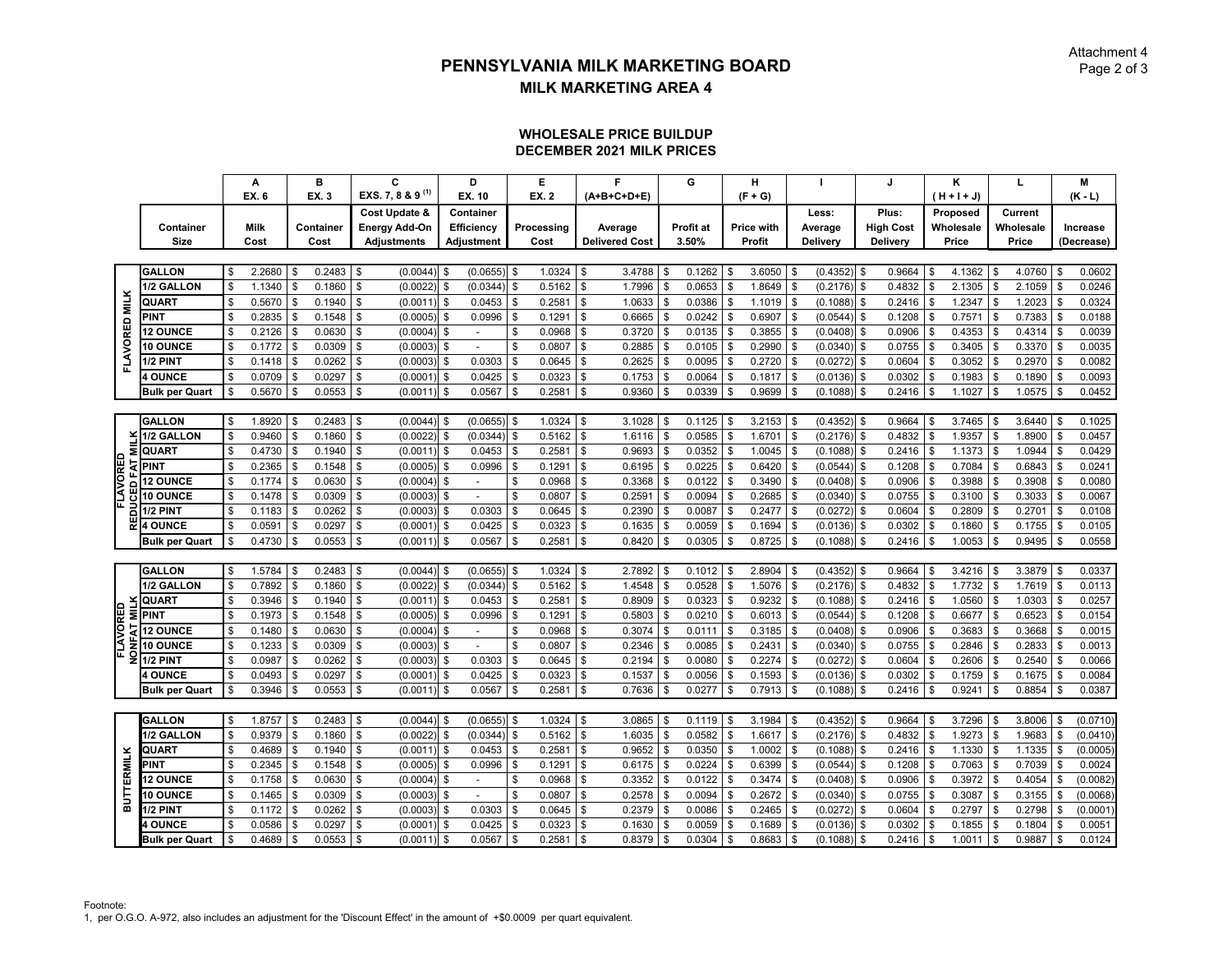Attachment 4
Page 2 of 3

# PENNSYLVANIA MILK MARKETING BOARD

## MILK MARKETING AREA 4

### WHOLESALE PRICE BUILDUP
### DECEMBER 2021 MILK PRICES

| | | A | B | C | D | E | F | G | H | I | J | K | L | M |
|---|---|---|---|---|---|---|---|---|---|---|---|---|---|---|
| | | EX. 6 | EX. 3 | EXS. 7, 8 & 9 (1) | EX. 10 | EX. 2 | (A+B+C+D+E) | | (F + G) | | | ( H + I + J) | | (K - L) |
| | Container Size | Milk Cost | Container Cost | Cost Update & Energy Add-On Adjustments | Container Efficiency Adjustment | Processing Cost | Average Delivered Cost | Profit at 3.50% | Price with Profit | Less: Average Delivery | Plus: High Cost Delivery | Proposed Wholesale Price | Current Wholesale Price | Increase (Decrease) |
| FLAVORED MILK | GALLON | $ 2.2680 | $ 0.2483 | $ (0.0044) | $ (0.0655) | $ 1.0324 | $ 3.4788 | $ 0.1262 | $ 3.6050 | $ (0.4352) | $ 0.9664 | $ 4.1362 | $ 4.0760 | $ 0.0602 |
| | 1/2 GALLON | $ 1.1340 | $ 0.1860 | $ (0.0022) | $ (0.0344) | $ 0.5162 | $ 1.7996 | $ 0.0653 | $ 1.8649 | $ (0.2176) | $ 0.4832 | $ 2.1305 | $ 2.1059 | $ 0.0246 |
| | QUART | $ 0.5670 | $ 0.1940 | $ (0.0011) | $ 0.0453 | $ 0.2581 | $ 1.0633 | $ 0.0386 | $ 1.1019 | $ (0.1088) | $ 0.2416 | $ 1.2347 | $ 1.2023 | $ 0.0324 |
| | PINT | $ 0.2835 | $ 0.1548 | $ (0.0005) | $ 0.0996 | $ 0.1291 | $ 0.6665 | $ 0.0242 | $ 0.6907 | $ (0.0544) | $ 0.1208 | $ 0.7571 | $ 0.7383 | $ 0.0188 |
| | 12 OUNCE | $ 0.2126 | $ 0.0630 | $ (0.0004) | $ - | $ 0.0968 | $ 0.3720 | $ 0.0135 | $ 0.3855 | $ (0.0408) | $ 0.0906 | $ 0.4353 | $ 0.4314 | $ 0.0039 |
| | 10 OUNCE | $ 0.1772 | $ 0.0309 | $ (0.0003) | $ - | $ 0.0807 | $ 0.2885 | $ 0.0105 | $ 0.2990 | $ (0.0340) | $ 0.0755 | $ 0.3405 | $ 0.3370 | $ 0.0035 |
| | 1/2 PINT | $ 0.1418 | $ 0.0262 | $ (0.0003) | $ 0.0303 | $ 0.0645 | $ 0.2625 | $ 0.0095 | $ 0.2720 | $ (0.0272) | $ 0.0604 | $ 0.3052 | $ 0.2970 | $ 0.0082 |
| | 4 OUNCE | $ 0.0709 | $ 0.0297 | $ (0.0001) | $ 0.0425 | $ 0.0323 | $ 0.1753 | $ 0.0064 | $ 0.1817 | $ (0.0136) | $ 0.0302 | $ 0.1983 | $ 0.1890 | $ 0.0093 |
| | Bulk per Quart | $ 0.5670 | $ 0.0553 | $ (0.0011) | $ 0.0567 | $ 0.2581 | $ 0.9360 | $ 0.0339 | $ 0.9699 | $ (0.1088) | $ 0.2416 | $ 1.1027 | $ 1.0575 | $ 0.0452 |
| FLAVORED REDUCED FAT MILK | GALLON | $ 1.8920 | $ 0.2483 | $ (0.0044) | $ (0.0655) | $ 1.0324 | $ 3.1028 | $ 0.1125 | $ 3.2153 | $ (0.4352) | $ 0.9664 | $ 3.7465 | $ 3.6440 | $ 0.1025 |
| | 1/2 GALLON | $ 0.9460 | $ 0.1860 | $ (0.0022) | $ (0.0344) | $ 0.5162 | $ 1.6116 | $ 0.0585 | $ 1.6701 | $ (0.2176) | $ 0.4832 | $ 1.9357 | $ 1.8900 | $ 0.0457 |
| | QUART | $ 0.4730 | $ 0.1940 | $ (0.0011) | $ 0.0453 | $ 0.2581 | $ 0.9693 | $ 0.0352 | $ 1.0045 | $ (0.1088) | $ 0.2416 | $ 1.1373 | $ 1.0944 | $ 0.0429 |
| | PINT | $ 0.2365 | $ 0.1548 | $ (0.0005) | $ 0.0996 | $ 0.1291 | $ 0.6195 | $ 0.0225 | $ 0.6420 | $ (0.0544) | $ 0.1208 | $ 0.7084 | $ 0.6843 | $ 0.0241 |
| | 12 OUNCE | $ 0.1774 | $ 0.0630 | $ (0.0004) | $ - | $ 0.0968 | $ 0.3368 | $ 0.0122 | $ 0.3490 | $ (0.0408) | $ 0.0906 | $ 0.3988 | $ 0.3908 | $ 0.0080 |
| | 10 OUNCE | $ 0.1478 | $ 0.0309 | $ (0.0003) | $ - | $ 0.0807 | $ 0.2591 | $ 0.0094 | $ 0.2685 | $ (0.0340) | $ 0.0755 | $ 0.3100 | $ 0.3033 | $ 0.0067 |
| | 1/2 PINT | $ 0.1183 | $ 0.0262 | $ (0.0003) | $ 0.0303 | $ 0.0645 | $ 0.2390 | $ 0.0087 | $ 0.2477 | $ (0.0272) | $ 0.0604 | $ 0.2809 | $ 0.2701 | $ 0.0108 |
| | 4 OUNCE | $ 0.0591 | $ 0.0297 | $ (0.0001) | $ 0.0425 | $ 0.0323 | $ 0.1635 | $ 0.0059 | $ 0.1694 | $ (0.0136) | $ 0.0302 | $ 0.1860 | $ 0.1755 | $ 0.0105 |
| | Bulk per Quart | $ 0.4730 | $ 0.0553 | $ (0.0011) | $ 0.0567 | $ 0.2581 | $ 0.8420 | $ 0.0305 | $ 0.8725 | $ (0.1088) | $ 0.2416 | $ 1.0053 | $ 0.9495 | $ 0.0558 |
| FLAVORED NONFAT MILK | GALLON | $ 1.5784 | $ 0.2483 | $ (0.0044) | $ (0.0655) | $ 1.0324 | $ 2.7892 | $ 0.1012 | $ 2.8904 | $ (0.4352) | $ 0.9664 | $ 3.4216 | $ 3.3879 | $ 0.0337 |
| | 1/2 GALLON | $ 0.7892 | $ 0.1860 | $ (0.0022) | $ (0.0344) | $ 0.5162 | $ 1.4548 | $ 0.0528 | $ 1.5076 | $ (0.2176) | $ 0.4832 | $ 1.7732 | $ 1.7619 | $ 0.0113 |
| | QUART | $ 0.3946 | $ 0.1940 | $ (0.0011) | $ 0.0453 | $ 0.2581 | $ 0.8909 | $ 0.0323 | $ 0.9232 | $ (0.1088) | $ 0.2416 | $ 1.0560 | $ 1.0303 | $ 0.0257 |
| | PINT | $ 0.1973 | $ 0.1548 | $ (0.0005) | $ 0.0996 | $ 0.1291 | $ 0.5803 | $ 0.0210 | $ 0.6013 | $ (0.0544) | $ 0.1208 | $ 0.6677 | $ 0.6523 | $ 0.0154 |
| | 12 OUNCE | $ 0.1480 | $ 0.0630 | $ (0.0004) | $ - | $ 0.0968 | $ 0.3074 | $ 0.0111 | $ 0.3185 | $ (0.0408) | $ 0.0906 | $ 0.3683 | $ 0.3668 | $ 0.0015 |
| | 10 OUNCE | $ 0.1233 | $ 0.0309 | $ (0.0003) | $ - | $ 0.0807 | $ 0.2346 | $ 0.0085 | $ 0.2431 | $ (0.0340) | $ 0.0755 | $ 0.2846 | $ 0.2833 | $ 0.0013 |
| | 1/2 PINT | $ 0.0987 | $ 0.0262 | $ (0.0003) | $ 0.0303 | $ 0.0645 | $ 0.2194 | $ 0.0080 | $ 0.2274 | $ (0.0272) | $ 0.0604 | $ 0.2606 | $ 0.2540 | $ 0.0066 |
| | 4 OUNCE | $ 0.0493 | $ 0.0297 | $ (0.0001) | $ 0.0425 | $ 0.0323 | $ 0.1537 | $ 0.0056 | $ 0.1593 | $ (0.0136) | $ 0.0302 | $ 0.1759 | $ 0.1675 | $ 0.0084 |
| | Bulk per Quart | $ 0.3946 | $ 0.0553 | $ (0.0011) | $ 0.0567 | $ 0.2581 | $ 0.7636 | $ 0.0277 | $ 0.7913 | $ (0.1088) | $ 0.2416 | $ 0.9241 | $ 0.8854 | $ 0.0387 |
| BUTTERMILK | GALLON | $ 1.8757 | $ 0.2483 | $ (0.0044) | $ (0.0655) | $ 1.0324 | $ 3.0865 | $ 0.1119 | $ 3.1984 | $ (0.4352) | $ 0.9664 | $ 3.7296 | $ 3.8006 | $ (0.0710) |
| | 1/2 GALLON | $ 0.9379 | $ 0.1860 | $ (0.0022) | $ (0.0344) | $ 0.5162 | $ 1.6035 | $ 0.0582 | $ 1.6617 | $ (0.2176) | $ 0.4832 | $ 1.9273 | $ 1.9683 | $ (0.0410) |
| | QUART | $ 0.4689 | $ 0.1940 | $ (0.0011) | $ 0.0453 | $ 0.2581 | $ 0.9652 | $ 0.0350 | $ 1.0002 | $ (0.1088) | $ 0.2416 | $ 1.1330 | $ 1.1335 | $ (0.0005) |
| | PINT | $ 0.2345 | $ 0.1548 | $ (0.0005) | $ 0.0996 | $ 0.1291 | $ 0.6175 | $ 0.0224 | $ 0.6399 | $ (0.0544) | $ 0.1208 | $ 0.7063 | $ 0.7039 | $ 0.0024 |
| | 12 OUNCE | $ 0.1758 | $ 0.0630 | $ (0.0004) | $ - | $ 0.0968 | $ 0.3352 | $ 0.0122 | $ 0.3474 | $ (0.0408) | $ 0.0906 | $ 0.3972 | $ 0.4054 | $ (0.0082) |
| | 10 OUNCE | $ 0.1465 | $ 0.0309 | $ (0.0003) | $ - | $ 0.0807 | $ 0.2578 | $ 0.0094 | $ 0.2672 | $ (0.0340) | $ 0.0755 | $ 0.3087 | $ 0.3155 | $ (0.0068) |
| | 1/2 PINT | $ 0.1172 | $ 0.0262 | $ (0.0003) | $ 0.0303 | $ 0.0645 | $ 0.2379 | $ 0.0086 | $ 0.2465 | $ (0.0272) | $ 0.0604 | $ 0.2797 | $ 0.2798 | $ (0.0001) |
| | 4 OUNCE | $ 0.0586 | $ 0.0297 | $ (0.0001) | $ 0.0425 | $ 0.0323 | $ 0.1630 | $ 0.0059 | $ 0.1689 | $ (0.0136) | $ 0.0302 | $ 0.1855 | $ 0.1804 | $ 0.0051 |
| | Bulk per Quart | $ 0.4689 | $ 0.0553 | $ (0.0011) | $ 0.0567 | $ 0.2581 | $ 0.8379 | $ 0.0304 | $ 0.8683 | $ (0.1088) | $ 0.2416 | $ 1.0011 | $ 0.9887 | $ 0.0124 |

Footnote:
1, per O.G.O. A-972, also includes an adjustment for the 'Discount Effect' in the amount of +$0.0009 per quart equivalent.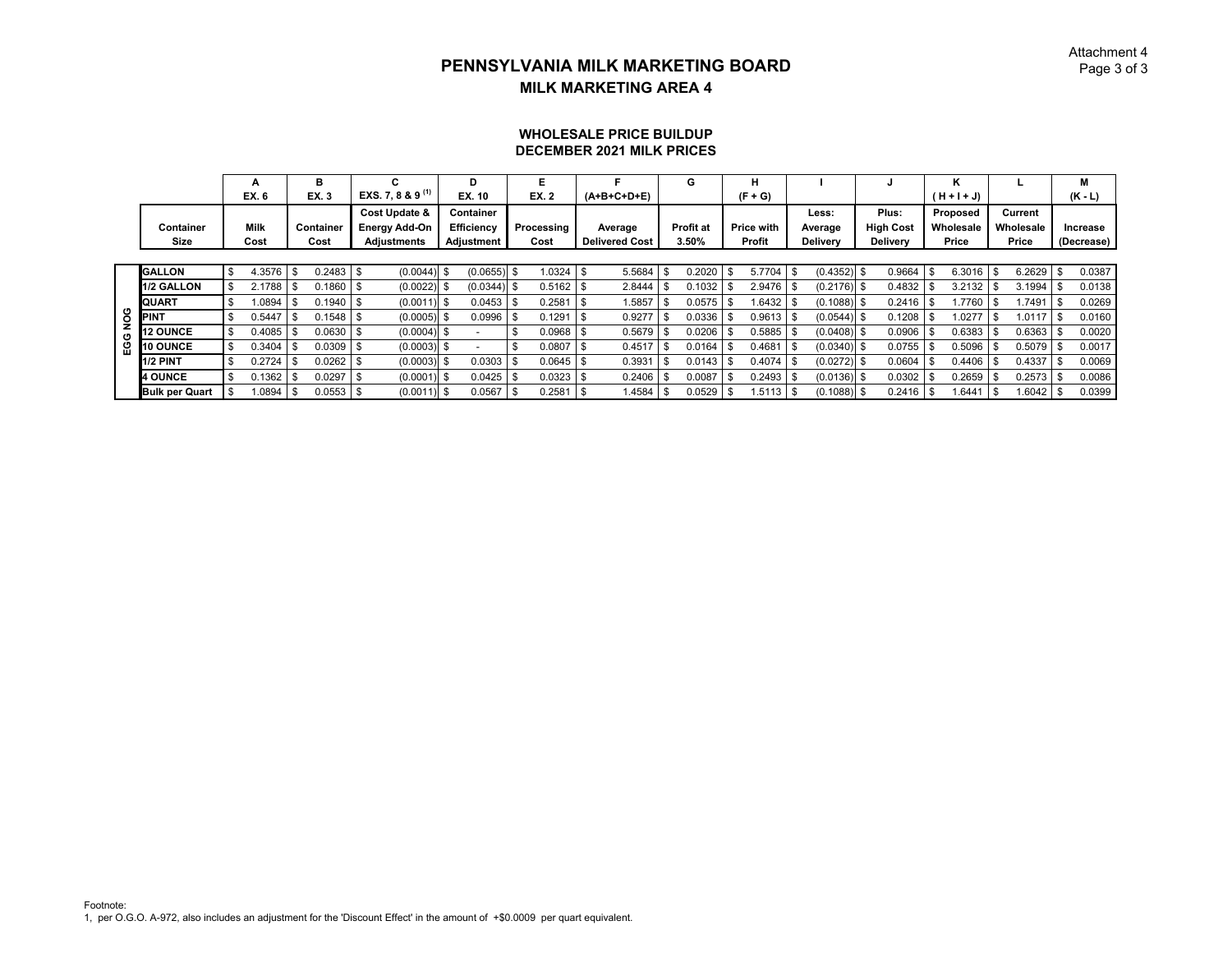Attachment 4

# PENNSYLVANIA MILK MARKETING BOARD

## MILK MARKETING AREA 4

### WHOLESALE PRICE BUILDUP
### DECEMBER 2021 MILK PRICES

| | | A | B | C | D | E | F | G | H | I | J | K | L | M |
|---|---|---|---|---|---|---|---|---|---|---|---|---|---|---|
| | | EX. 6 | EX. 3 | EXS. 7, 8 & 9 [1] | EX. 10 | EX. 2 | (A+B+C+D+E) | | (F + G) | | | ( H + I + J) | | (K - L) |
| | Container Size | Milk Cost | Container Cost | Cost Update & Energy Add-On Adjustments | Container Efficiency Adjustment | Processing Cost | Average Delivered Cost | Profit at 3.50% | Price with Profit | Less: Average Delivery | Plus: High Cost Delivery | Proposed Wholesale Price | Current Wholesale Price | Increase (Decrease) |
| EGG NOG | GALLON | $ 4.3576 | $ 0.2483 | $ (0.0044) | $ (0.0655) | $ 1.0324 | $ 5.5684 | $ 0.2020 | $ 5.7704 | $ (0.4352) | $ 0.9664 | $ 6.3016 | $ 6.2629 | $ 0.0387 |
| EGG NOG | 1/2 GALLON | $ 2.1788 | $ 0.1860 | $ (0.0022) | $ (0.0344) | $ 0.5162 | $ 2.8444 | $ 0.1032 | $ 2.9476 | $ (0.2176) | $ 0.4832 | $ 3.2132 | $ 3.1994 | $ 0.0138 |
| EGG NOG | QUART | $ 1.0894 | $ 0.1940 | $ (0.0011) | $ 0.0453 | $ 0.2581 | $ 1.5857 | $ 0.0575 | $ 1.6432 | $ (0.1088) | $ 0.2416 | $ 1.7760 | $ 1.7491 | $ 0.0269 |
| EGG NOG | PINT | $ 0.5447 | $ 0.1548 | $ (0.0005) | $ 0.0996 | $ 0.1291 | $ 0.9277 | $ 0.0336 | $ 0.9613 | $ (0.0544) | $ 0.1208 | $ 1.0277 | $ 1.0117 | $ 0.0160 |
| EGG NOG | 12 OUNCE | $ 0.4085 | $ 0.0630 | $ (0.0004) | $ - | $ 0.0968 | $ 0.5679 | $ 0.0206 | $ 0.5885 | $ (0.0408) | $ 0.0906 | $ 0.6383 | $ 0.6363 | $ 0.0020 |
| EGG NOG | 10 OUNCE | $ 0.3404 | $ 0.0309 | $ (0.0003) | $ - | $ 0.0807 | $ 0.4517 | $ 0.0164 | $ 0.4681 | $ (0.0340) | $ 0.0755 | $ 0.5096 | $ 0.5079 | $ 0.0017 |
| EGG NOG | 1/2 PINT | $ 0.2724 | $ 0.0262 | $ (0.0003) | $ 0.0303 | $ 0.0645 | $ 0.3931 | $ 0.0143 | $ 0.4074 | $ (0.0272) | $ 0.0604 | $ 0.4406 | $ 0.4337 | $ 0.0069 |
| EGG NOG | 4 OUNCE | $ 0.1362 | $ 0.0297 | $ (0.0001) | $ 0.0425 | $ 0.0323 | $ 0.2406 | $ 0.0087 | $ 0.2493 | $ (0.0136) | $ 0.0302 | $ 0.2659 | $ 0.2573 | $ 0.0086 |
| EGG NOG | Bulk per Quart | $ 1.0894 | $ 0.0553 | $ (0.0011) | $ 0.0567 | $ 0.2581 | $ 1.4584 | $ 0.0529 | $ 1.5113 | $ (0.1088) | $ 0.2416 | $ 1.6441 | $ 1.6042 | $ 0.0399 |

Footnote:
1, per O.G.O. A-972, also includes an adjustment for the 'Discount Effect' in the amount of +$0.0009 per quart equivalent.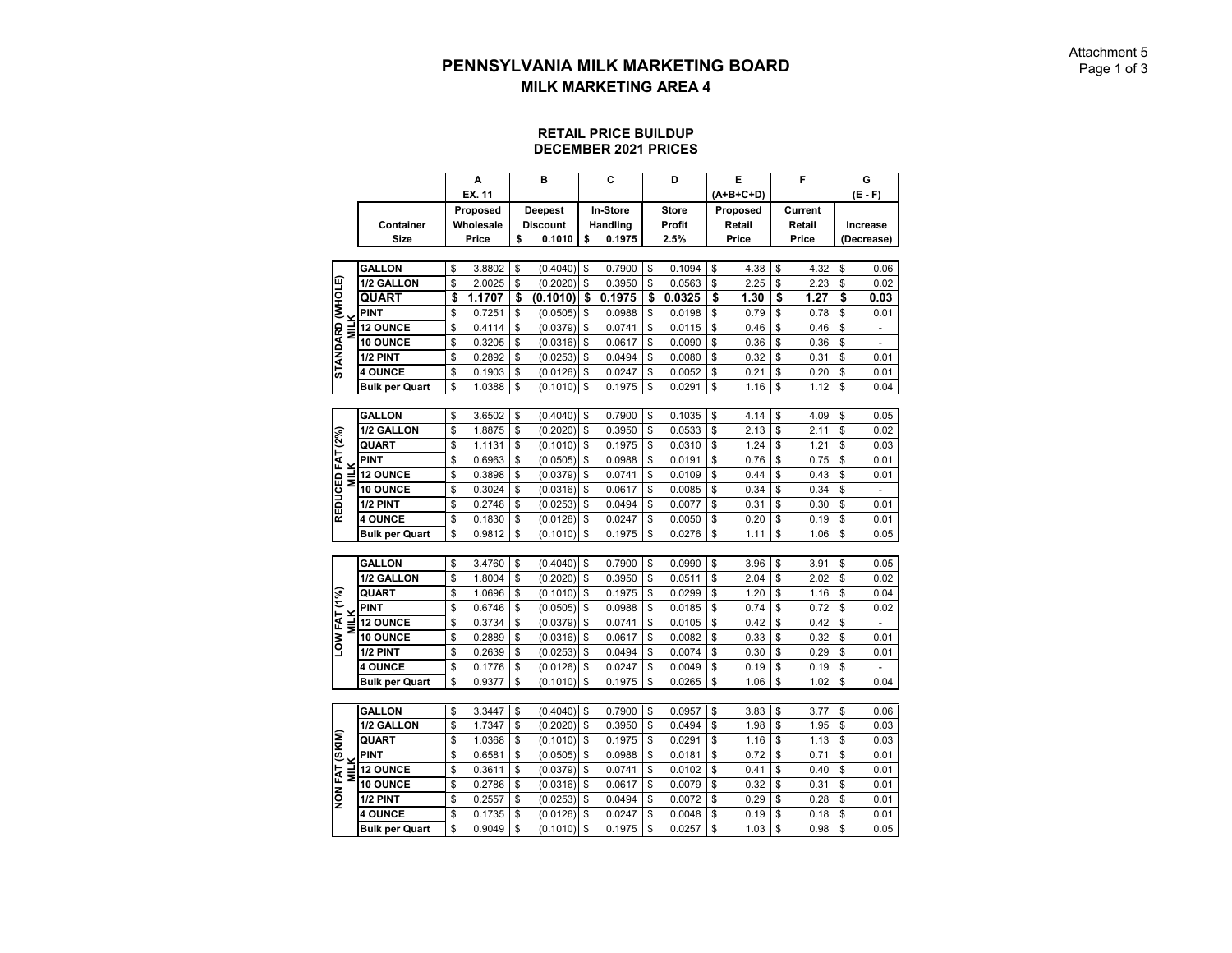Attachment 5

# PENNSYLVANIA MILK MARKETING BOARD

## MILK MARKETING AREA 4

### RETAIL PRICE BUILDUP
### DECEMBER 2021 PRICES

| | | A | B | C | D | E | F | G |
|---|---|---|---|---|---|---|---|---|
| | | EX. 11 | | | | (A+B+C+D) | | (E - F) |
| | Container Size | Proposed Wholesale Price | Deepest Discount $ 0.1010 | In-Store Handling $ 0.1975 | Store Profit 2.5% | Proposed Retail Price | Current Retail Price | Increase (Decrease) |
| STANDARD (WHOLE) MILK | GALLON | $ 3.8802 | $ (0.4040) | $ 0.7900 | $ 0.1094 | $ 4.38 | $ 4.32 | $ 0.06 |
| | 1/2 GALLON | $ 2.0025 | $ (0.2020) | $ 0.3950 | $ 0.0563 | $ 2.25 | $ 2.23 | $ 0.02 |
| | **QUART** | **$ 1.1707** | **$ (0.1010)** | **$ 0.1975** | **$ 0.0325** | **$ 1.30** | **$ 1.27** | **$ 0.03** |
| | PINT | $ 0.7251 | $ (0.0505) | $ 0.0988 | $ 0.0198 | $ 0.79 | $ 0.78 | $ 0.01 |
| | 12 OUNCE | $ 0.4114 | $ (0.0379) | $ 0.0741 | $ 0.0115 | $ 0.46 | $ 0.46 | $ - |
| | 10 OUNCE | $ 0.3205 | $ (0.0316) | $ 0.0617 | $ 0.0090 | $ 0.36 | $ 0.36 | $ - |
| | 1/2 PINT | $ 0.2892 | $ (0.0253) | $ 0.0494 | $ 0.0080 | $ 0.32 | $ 0.31 | $ 0.01 |
| | 4 OUNCE | $ 0.1903 | $ (0.0126) | $ 0.0247 | $ 0.0052 | $ 0.21 | $ 0.20 | $ 0.01 |
| | Bulk per Quart | $ 1.0388 | $ (0.1010) | $ 0.1975 | $ 0.0291 | $ 1.16 | $ 1.12 | $ 0.04 |
| REDUCED FAT (2%) MILK | GALLON | $ 3.6502 | $ (0.4040) | $ 0.7900 | $ 0.1035 | $ 4.14 | $ 4.09 | $ 0.05 |
| | 1/2 GALLON | $ 1.8875 | $ (0.2020) | $ 0.3950 | $ 0.0533 | $ 2.13 | $ 2.11 | $ 0.02 |
| | QUART | $ 1.1131 | $ (0.1010) | $ 0.1975 | $ 0.0310 | $ 1.24 | $ 1.21 | $ 0.03 |
| | PINT | $ 0.6963 | $ (0.0505) | $ 0.0988 | $ 0.0191 | $ 0.76 | $ 0.75 | $ 0.01 |
| | 12 OUNCE | $ 0.3898 | $ (0.0379) | $ 0.0741 | $ 0.0109 | $ 0.44 | $ 0.43 | $ 0.01 |
| | 10 OUNCE | $ 0.3024 | $ (0.0316) | $ 0.0617 | $ 0.0085 | $ 0.34 | $ 0.34 | $ - |
| | 1/2 PINT | $ 0.2748 | $ (0.0253) | $ 0.0494 | $ 0.0077 | $ 0.31 | $ 0.30 | $ 0.01 |
| | 4 OUNCE | $ 0.1830 | $ (0.0126) | $ 0.0247 | $ 0.0050 | $ 0.20 | $ 0.19 | $ 0.01 |
| | Bulk per Quart | $ 0.9812 | $ (0.1010) | $ 0.1975 | $ 0.0276 | $ 1.11 | $ 1.06 | $ 0.05 |
| LOW FAT (1%) MILK | GALLON | $ 3.4760 | $ (0.4040) | $ 0.7900 | $ 0.0990 | $ 3.96 | $ 3.91 | $ 0.05 |
| | 1/2 GALLON | $ 1.8004 | $ (0.2020) | $ 0.3950 | $ 0.0511 | $ 2.04 | $ 2.02 | $ 0.02 |
| | QUART | $ 1.0696 | $ (0.1010) | $ 0.1975 | $ 0.0299 | $ 1.20 | $ 1.16 | $ 0.04 |
| | PINT | $ 0.6746 | $ (0.0505) | $ 0.0988 | $ 0.0185 | $ 0.74 | $ 0.72 | $ 0.02 |
| | 12 OUNCE | $ 0.3734 | $ (0.0379) | $ 0.0741 | $ 0.0105 | $ 0.42 | $ 0.42 | $ - |
| | 10 OUNCE | $ 0.2889 | $ (0.0316) | $ 0.0617 | $ 0.0082 | $ 0.33 | $ 0.32 | $ 0.01 |
| | 1/2 PINT | $ 0.2639 | $ (0.0253) | $ 0.0494 | $ 0.0074 | $ 0.30 | $ 0.29 | $ 0.01 |
| | 4 OUNCE | $ 0.1776 | $ (0.0126) | $ 0.0247 | $ 0.0049 | $ 0.19 | $ 0.19 | $ - |
| | Bulk per Quart | $ 0.9377 | $ (0.1010) | $ 0.1975 | $ 0.0265 | $ 1.06 | $ 1.02 | $ 0.04 |
| NON FAT (SKIM) MILK | GALLON | $ 3.3447 | $ (0.4040) | $ 0.7900 | $ 0.0957 | $ 3.83 | $ 3.77 | $ 0.06 |
| | 1/2 GALLON | $ 1.7347 | $ (0.2020) | $ 0.3950 | $ 0.0494 | $ 1.98 | $ 1.95 | $ 0.03 |
| | QUART | $ 1.0368 | $ (0.1010) | $ 0.1975 | $ 0.0291 | $ 1.16 | $ 1.13 | $ 0.03 |
| | PINT | $ 0.6581 | $ (0.0505) | $ 0.0988 | $ 0.0181 | $ 0.72 | $ 0.71 | $ 0.01 |
| | 12 OUNCE | $ 0.3611 | $ (0.0379) | $ 0.0741 | $ 0.0102 | $ 0.41 | $ 0.40 | $ 0.01 |
| | 10 OUNCE | $ 0.2786 | $ (0.0316) | $ 0.0617 | $ 0.0079 | $ 0.32 | $ 0.31 | $ 0.01 |
| | 1/2 PINT | $ 0.2557 | $ (0.0253) | $ 0.0494 | $ 0.0072 | $ 0.29 | $ 0.28 | $ 0.01 |
| | 4 OUNCE | $ 0.1735 | $ (0.0126) | $ 0.0247 | $ 0.0048 | $ 0.19 | $ 0.18 | $ 0.01 |
| | Bulk per Quart | $ 0.9049 | $ (0.1010) | $ 0.1975 | $ 0.0257 | $ 1.03 | $ 0.98 | $ 0.05 |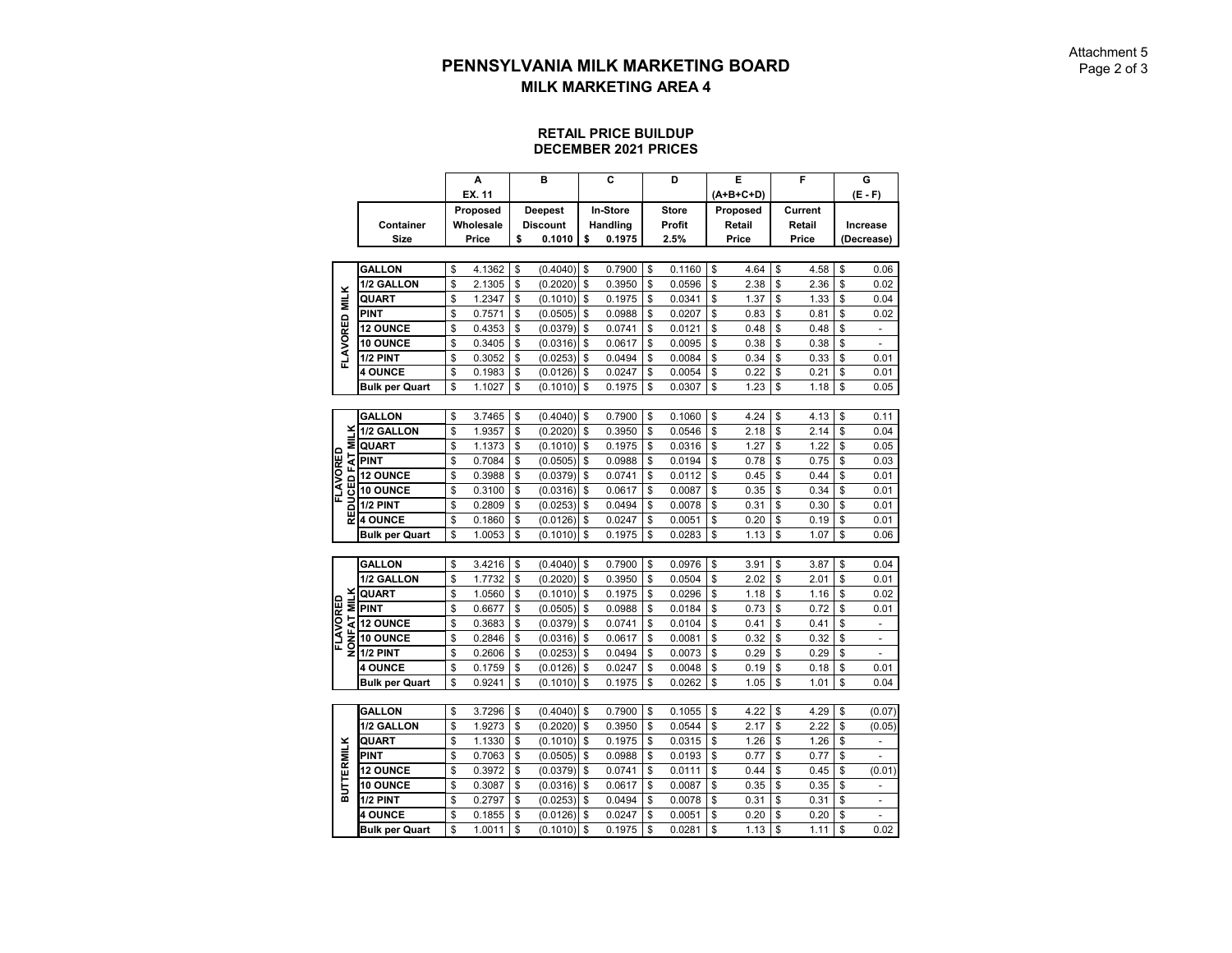# PENNSYLVANIA MILK MARKETING BOARD

## MILK MARKETING AREA 4

### RETAIL PRICE BUILDUP
### DECEMBER 2021 PRICES

| | | A | B | C | D | E | F | G |
|---|---|---|---|---|---|---|---|---|
| | | EX. 11 | | | | (A+B+C+D) | | (E - F) |
| | Container Size | Proposed Wholesale Price | Deepest Discount $ 0.1010 | In-Store Handling $ 0.1975 | Store Profit 2.5% | Proposed Retail Price | Current Retail Price | Increase (Decrease) |
| FLAVORED MILK | GALLON | $ 4.1362 | $ (0.4040) | $ 0.7900 | $ 0.1160 | $ 4.64 | $ 4.58 | $ 0.06 |
| | 1/2 GALLON | $ 2.1305 | $ (0.2020) | $ 0.3950 | $ 0.0596 | $ 2.38 | $ 2.36 | $ 0.02 |
| | QUART | $ 1.2347 | $ (0.1010) | $ 0.1975 | $ 0.0341 | $ 1.37 | $ 1.33 | $ 0.04 |
| | PINT | $ 0.7571 | $ (0.0505) | $ 0.0988 | $ 0.0207 | $ 0.83 | $ 0.81 | $ 0.02 |
| | 12 OUNCE | $ 0.4353 | $ (0.0379) | $ 0.0741 | $ 0.0121 | $ 0.48 | $ 0.48 | $ - |
| | 10 OUNCE | $ 0.3405 | $ (0.0316) | $ 0.0617 | $ 0.0095 | $ 0.38 | $ 0.38 | $ - |
| | 1/2 PINT | $ 0.3052 | $ (0.0253) | $ 0.0494 | $ 0.0084 | $ 0.34 | $ 0.33 | $ 0.01 |
| | 4 OUNCE | $ 0.1983 | $ (0.0126) | $ 0.0247 | $ 0.0054 | $ 0.22 | $ 0.21 | $ 0.01 |
| | Bulk per Quart | $ 1.1027 | $ (0.1010) | $ 0.1975 | $ 0.0307 | $ 1.23 | $ 1.18 | $ 0.05 |
| FLAVORED REDUCED FAT MILK | GALLON | $ 3.7465 | $ (0.4040) | $ 0.7900 | $ 0.1060 | $ 4.24 | $ 4.13 | $ 0.11 |
| | 1/2 GALLON | $ 1.9357 | $ (0.2020) | $ 0.3950 | $ 0.0546 | $ 2.18 | $ 2.14 | $ 0.04 |
| | QUART | $ 1.1373 | $ (0.1010) | $ 0.1975 | $ 0.0316 | $ 1.27 | $ 1.22 | $ 0.05 |
| | PINT | $ 0.7084 | $ (0.0505) | $ 0.0988 | $ 0.0194 | $ 0.78 | $ 0.75 | $ 0.03 |
| | 12 OUNCE | $ 0.3988 | $ (0.0379) | $ 0.0741 | $ 0.0112 | $ 0.45 | $ 0.44 | $ 0.01 |
| | 10 OUNCE | $ 0.3100 | $ (0.0316) | $ 0.0617 | $ 0.0087 | $ 0.35 | $ 0.34 | $ 0.01 |
| | 1/2 PINT | $ 0.2809 | $ (0.0253) | $ 0.0494 | $ 0.0078 | $ 0.31 | $ 0.30 | $ 0.01 |
| | 4 OUNCE | $ 0.1860 | $ (0.0126) | $ 0.0247 | $ 0.0051 | $ 0.20 | $ 0.19 | $ 0.01 |
| | Bulk per Quart | $ 1.0053 | $ (0.1010) | $ 0.1975 | $ 0.0283 | $ 1.13 | $ 1.07 | $ 0.06 |
| FLAVORED NONFAT MILK | GALLON | $ 3.4216 | $ (0.4040) | $ 0.7900 | $ 0.0976 | $ 3.91 | $ 3.87 | $ 0.04 |
| | 1/2 GALLON | $ 1.7732 | $ (0.2020) | $ 0.3950 | $ 0.0504 | $ 2.02 | $ 2.01 | $ 0.01 |
| | QUART | $ 1.0560 | $ (0.1010) | $ 0.1975 | $ 0.0296 | $ 1.18 | $ 1.16 | $ 0.02 |
| | PINT | $ 0.6677 | $ (0.0505) | $ 0.0988 | $ 0.0184 | $ 0.73 | $ 0.72 | $ 0.01 |
| | 12 OUNCE | $ 0.3683 | $ (0.0379) | $ 0.0741 | $ 0.0104 | $ 0.41 | $ 0.41 | $ - |
| | 10 OUNCE | $ 0.2846 | $ (0.0316) | $ 0.0617 | $ 0.0081 | $ 0.32 | $ 0.32 | $ - |
| | 1/2 PINT | $ 0.2606 | $ (0.0253) | $ 0.0494 | $ 0.0073 | $ 0.29 | $ 0.29 | $ - |
| | 4 OUNCE | $ 0.1759 | $ (0.0126) | $ 0.0247 | $ 0.0048 | $ 0.19 | $ 0.18 | $ 0.01 |
| | Bulk per Quart | $ 0.9241 | $ (0.1010) | $ 0.1975 | $ 0.0262 | $ 1.05 | $ 1.01 | $ 0.04 |
| BUTTERMILK | GALLON | $ 3.7296 | $ (0.4040) | $ 0.7900 | $ 0.1055 | $ 4.22 | $ 4.29 | $ (0.07) |
| | 1/2 GALLON | $ 1.9273 | $ (0.2020) | $ 0.3950 | $ 0.0544 | $ 2.17 | $ 2.22 | $ (0.05) |
| | QUART | $ 1.1330 | $ (0.1010) | $ 0.1975 | $ 0.0315 | $ 1.26 | $ 1.26 | $ - |
| | PINT | $ 0.7063 | $ (0.0505) | $ 0.0988 | $ 0.0193 | $ 0.77 | $ 0.77 | $ - |
| | 12 OUNCE | $ 0.3972 | $ (0.0379) | $ 0.0741 | $ 0.0111 | $ 0.44 | $ 0.45 | $ (0.01) |
| | 10 OUNCE | $ 0.3087 | $ (0.0316) | $ 0.0617 | $ 0.0087 | $ 0.35 | $ 0.35 | $ - |
| | 1/2 PINT | $ 0.2797 | $ (0.0253) | $ 0.0494 | $ 0.0078 | $ 0.31 | $ 0.31 | $ - |
| | 4 OUNCE | $ 0.1855 | $ (0.0126) | $ 0.0247 | $ 0.0051 | $ 0.20 | $ 0.20 | $ - |
| | Bulk per Quart | $ 1.0011 | $ (0.1010) | $ 0.1975 | $ 0.0281 | $ 1.13 | $ 1.11 | $ 0.02 |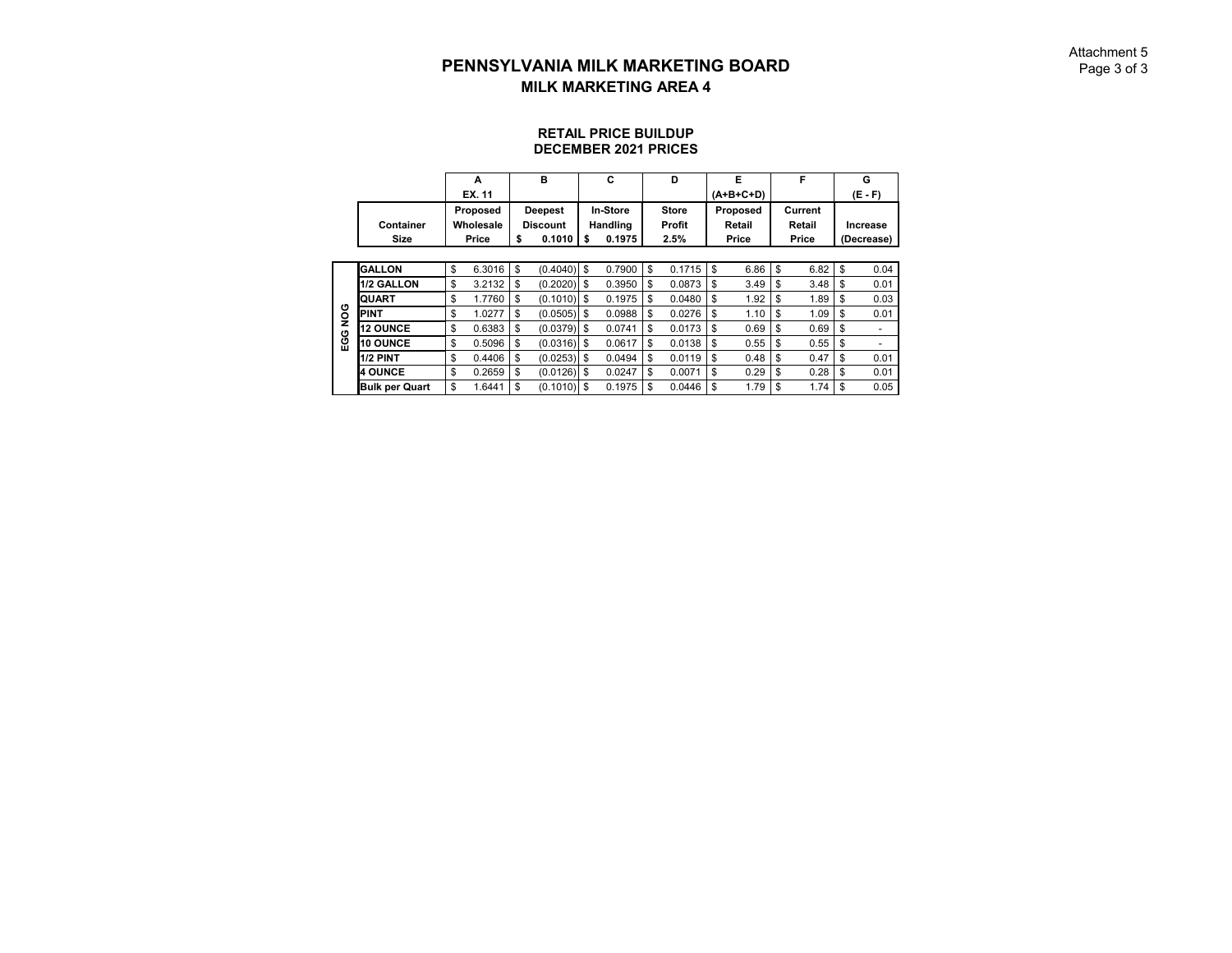# PENNSYLVANIA MILK MARKETING BOARD

## MILK MARKETING AREA 4

### RETAIL PRICE BUILDUP
### DECEMBER 2021 PRICES

| | Container Size | A<br>EX. 11<br>Proposed Wholesale Price | B<br>Deepest Discount<br>\$ 0.1010 | C<br>In-Store Handling<br>\$ 0.1975 | D<br>Store Profit<br>2.5% | E<br>(A+B+C+D)<br>Proposed Retail Price | F<br>Current Retail Price | G<br>(E - F)<br>Increase (Decrease) |
|---|---|---|---|---|---|---|---|---|
| EGG NOG | GALLON | \$ 6.3016 | \$ (0.4040) | \$ 0.7900 | \$ 0.1715 | \$ 6.86 | \$ 6.82 | \$ 0.04 |
| | 1/2 GALLON | \$ 3.2132 | \$ (0.2020) | \$ 0.3950 | \$ 0.0873 | \$ 3.49 | \$ 3.48 | \$ 0.01 |
| | QUART | \$ 1.7760 | \$ (0.1010) | \$ 0.1975 | \$ 0.0480 | \$ 1.92 | \$ 1.89 | \$ 0.03 |
| | PINT | \$ 1.0277 | \$ (0.0505) | \$ 0.0988 | \$ 0.0276 | \$ 1.10 | \$ 1.09 | \$ 0.01 |
| | 12 OUNCE | \$ 0.6383 | \$ (0.0379) | \$ 0.0741 | \$ 0.0173 | \$ 0.69 | \$ 0.69 | \$ - |
| | 10 OUNCE | \$ 0.5096 | \$ (0.0316) | \$ 0.0617 | \$ 0.0138 | \$ 0.55 | \$ 0.55 | \$ - |
| | 1/2 PINT | \$ 0.4406 | \$ (0.0253) | \$ 0.0494 | \$ 0.0119 | \$ 0.48 | \$ 0.47 | \$ 0.01 |
| | 4 OUNCE | \$ 0.2659 | \$ (0.0126) | \$ 0.0247 | \$ 0.0071 | \$ 0.29 | \$ 0.28 | \$ 0.01 |
| | Bulk per Quart | \$ 1.6441 | \$ (0.1010) | \$ 0.1975 | \$ 0.0446 | \$ 1.79 | \$ 1.74 | \$ 0.05 |